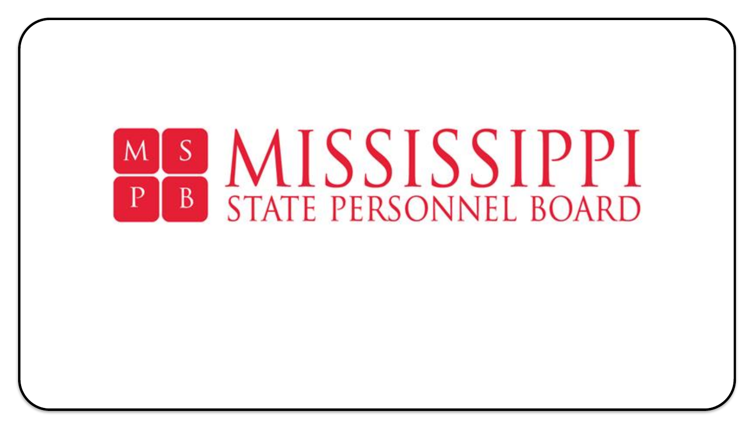# MISSISSIPPI STATE PERSONNEL BOARD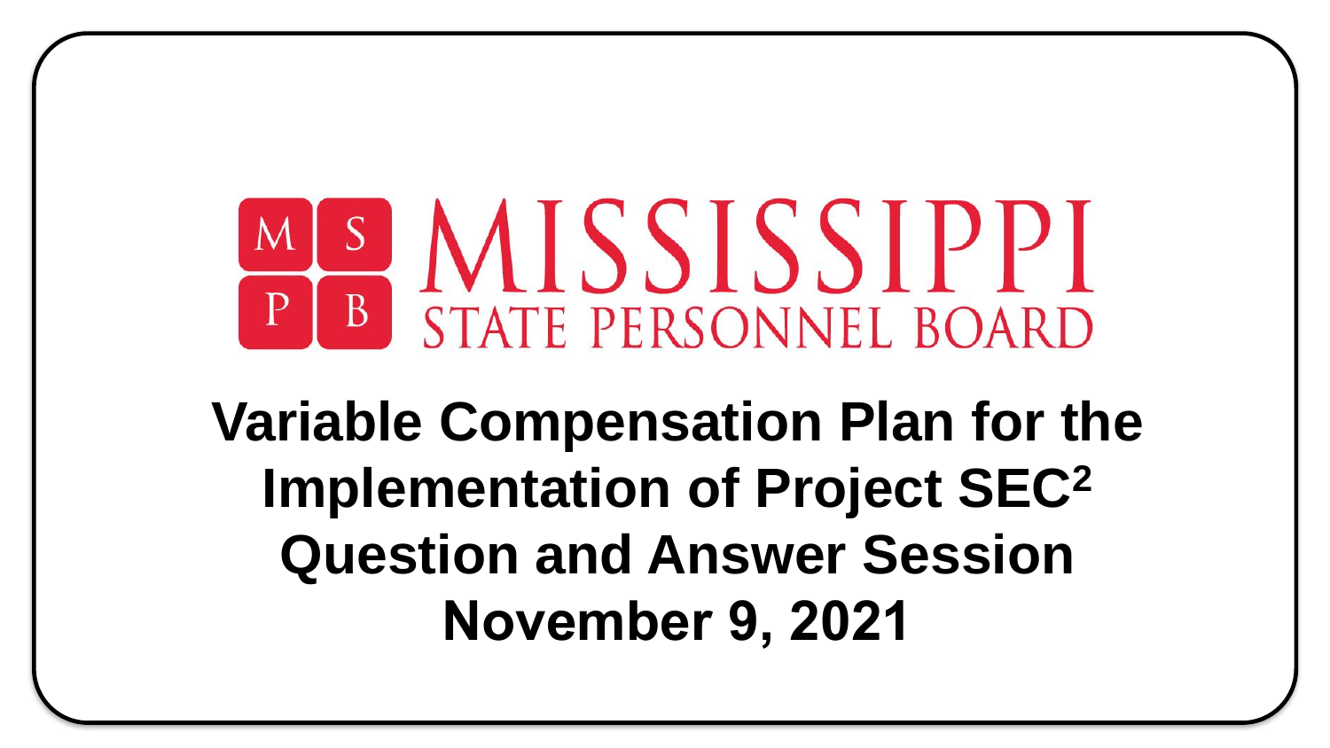# MISSISSIPPI STATE PERSONNEL BOARD

## Variable Compensation Plan for the Implementation of Project SEC$^2$ Question and Answer Session November 9, 2021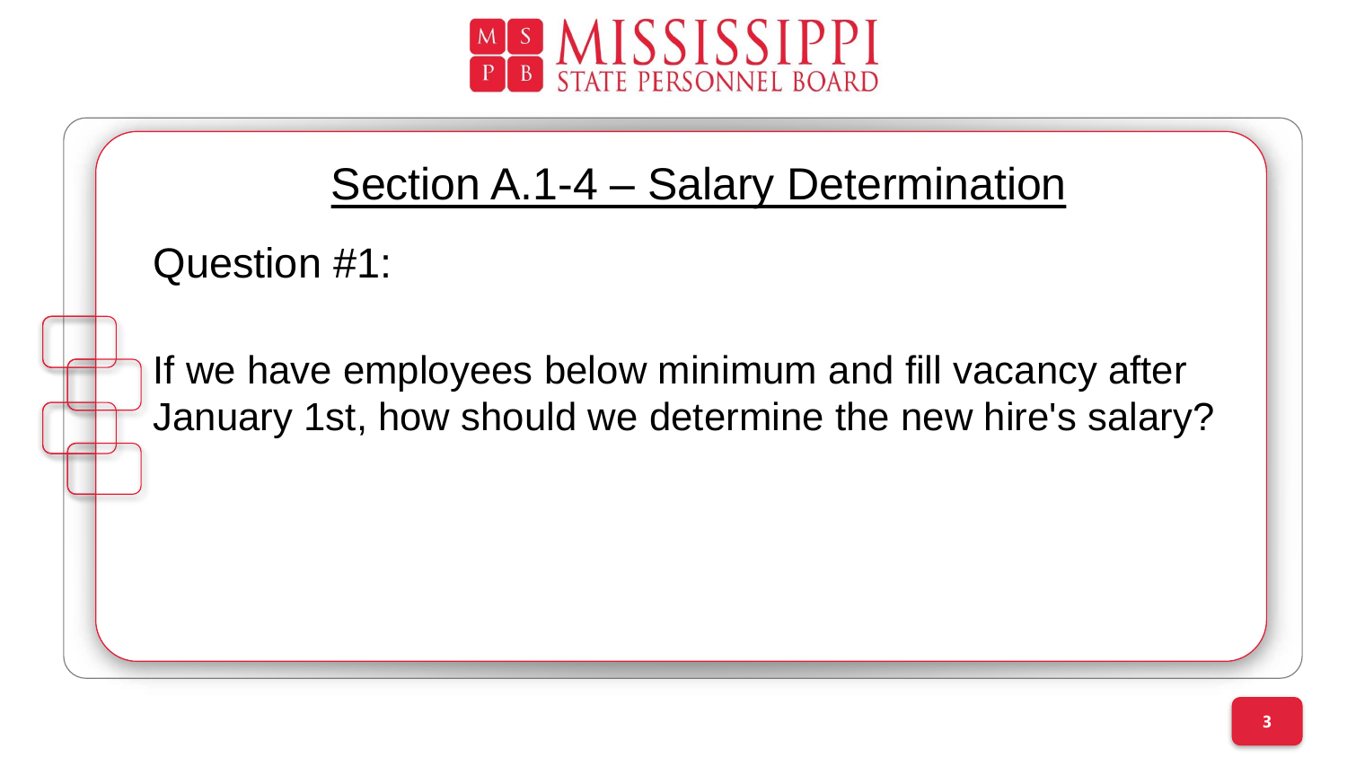## Section A.1-4 – Salary Determination

Question #1:

If we have employees below minimum and fill vacancy after January 1st, how should we determine the new hire's salary?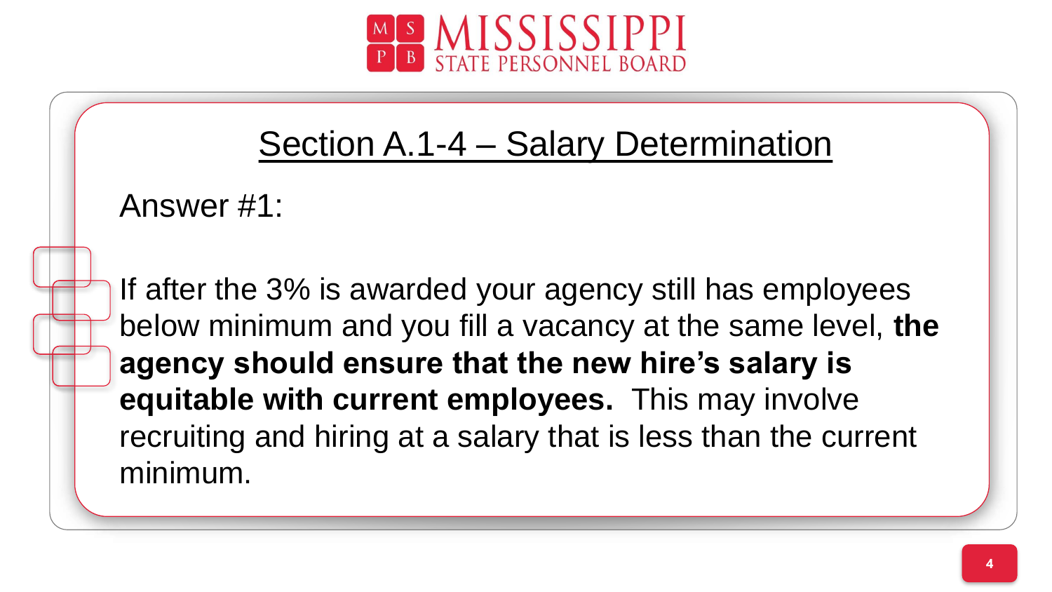## Section A.1-4 – Salary Determination

Answer #1:

If after the 3% is awarded your agency still has employees below minimum and you fill a vacancy at the same level, **the agency should ensure that the new hire's salary is equitable with current employees.** This may involve recruiting and hiring at a salary that is less than the current minimum.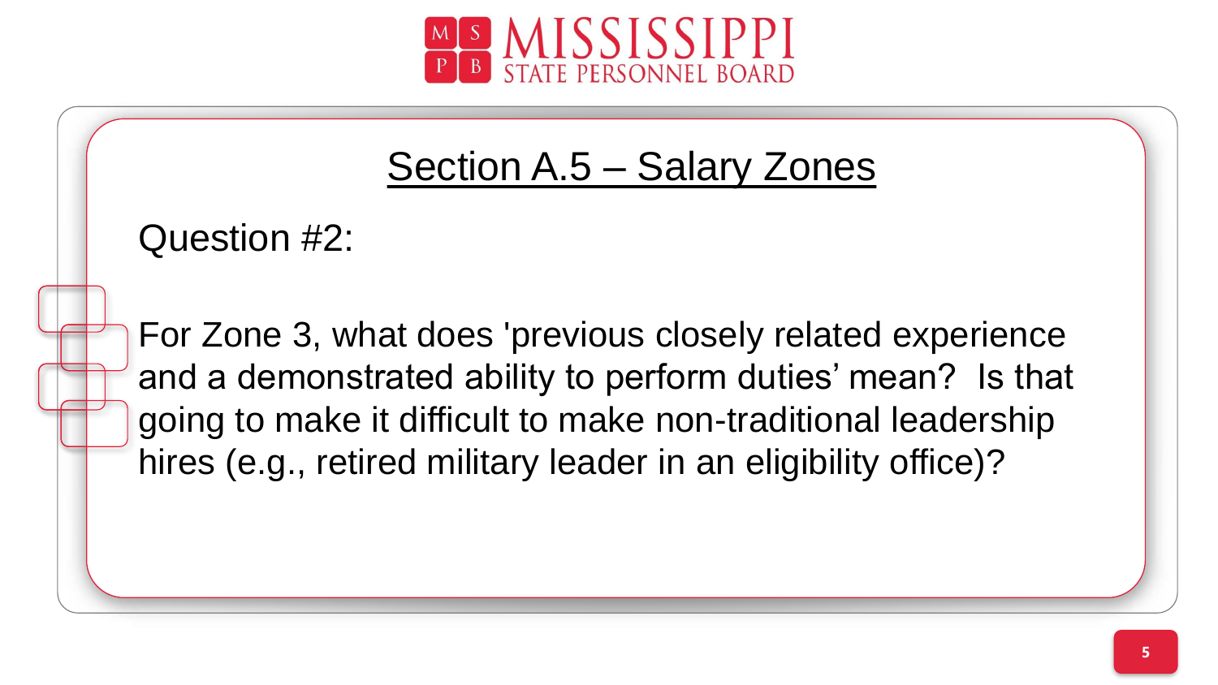## Section A.5 – Salary Zones

Question #2:

For Zone 3, what does 'previous closely related experience and a demonstrated ability to perform duties' mean? Is that going to make it difficult to make non-traditional leadership hires (e.g., retired military leader in an eligibility office)?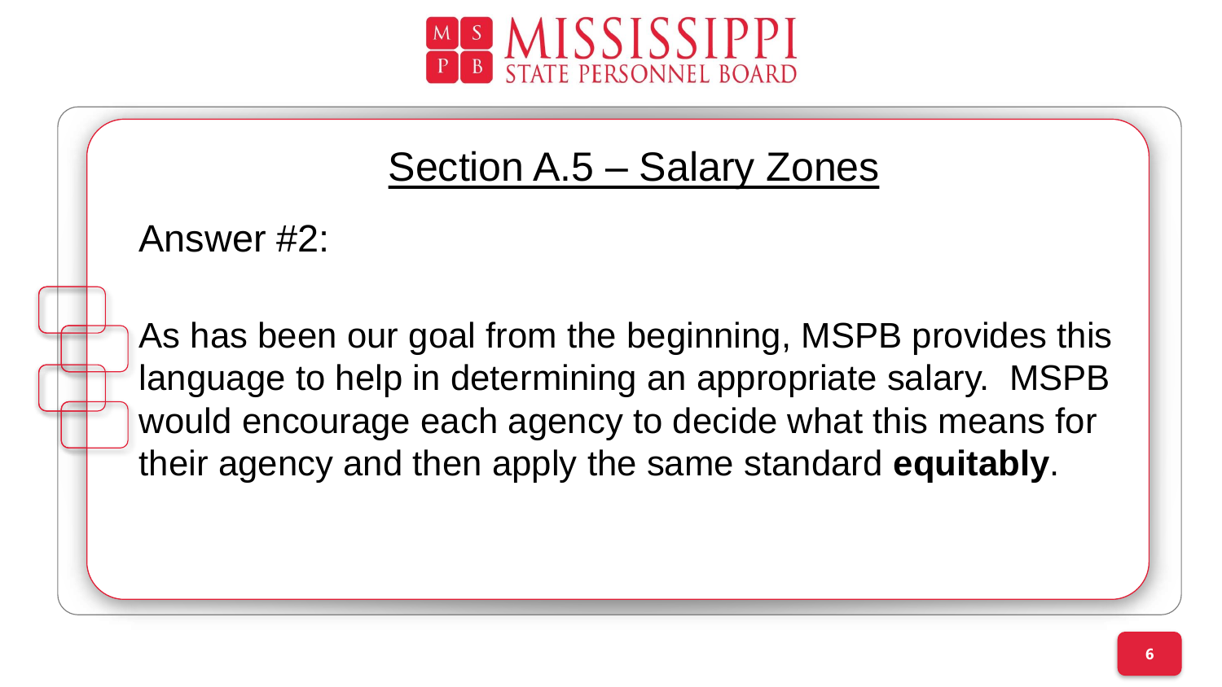# Section A.5 – Salary Zones

Answer #2:

As has been our goal from the beginning, MSPB provides this language to help in determining an appropriate salary. MSPB would encourage each agency to decide what this means for their agency and then apply the same standard **equitably**.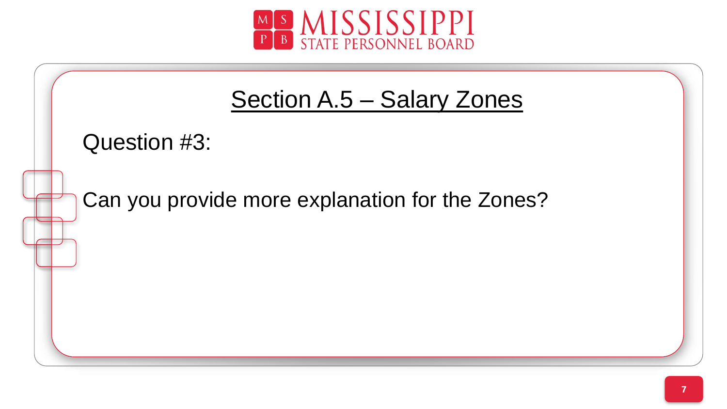## Section A.5 – Salary Zones

Question #3:

Can you provide more explanation for the Zones?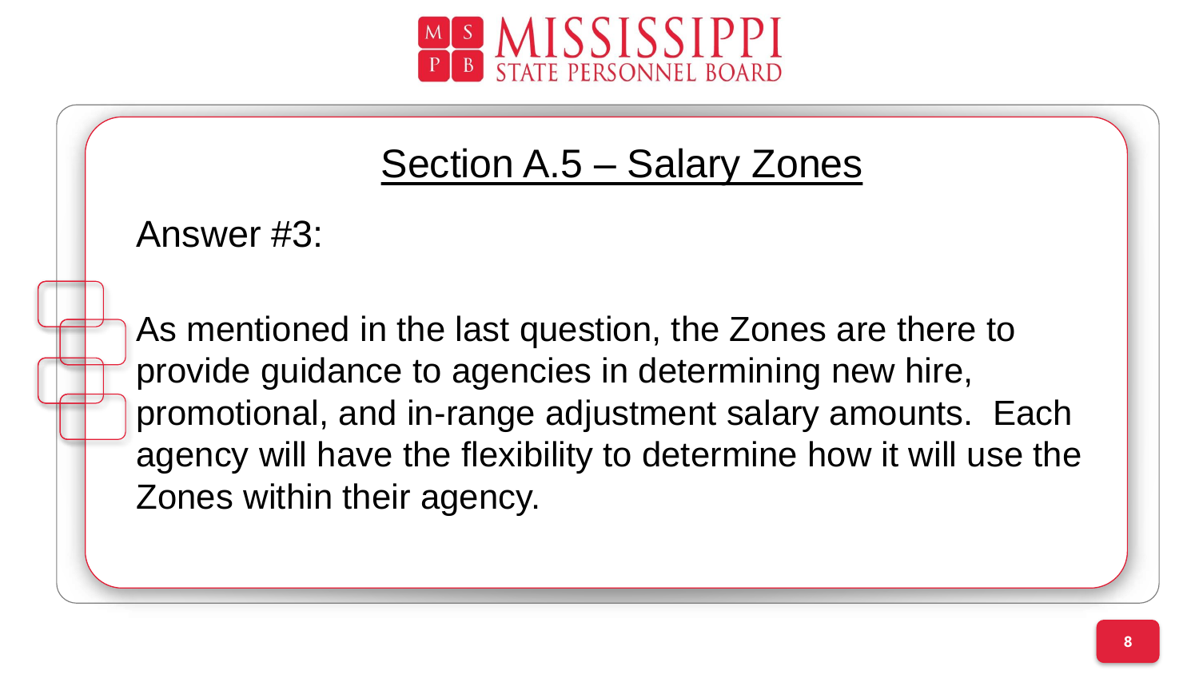## Section A.5 – Salary Zones

Answer #3:

As mentioned in the last question, the Zones are there to provide guidance to agencies in determining new hire, promotional, and in-range adjustment salary amounts. Each agency will have the flexibility to determine how it will use the Zones within their agency.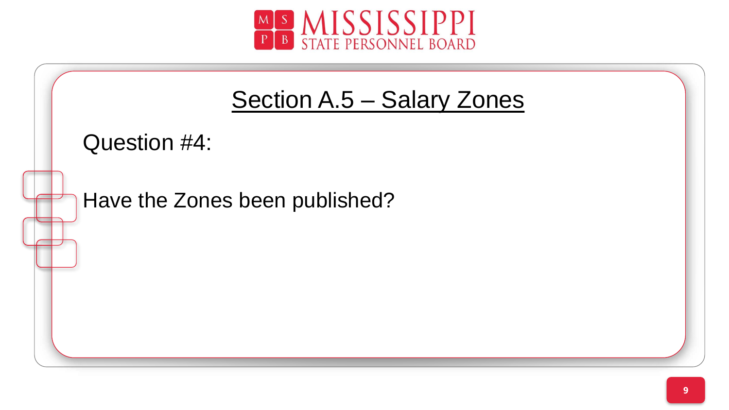## Section A.5 – Salary Zones

Question #4:

Have the Zones been published?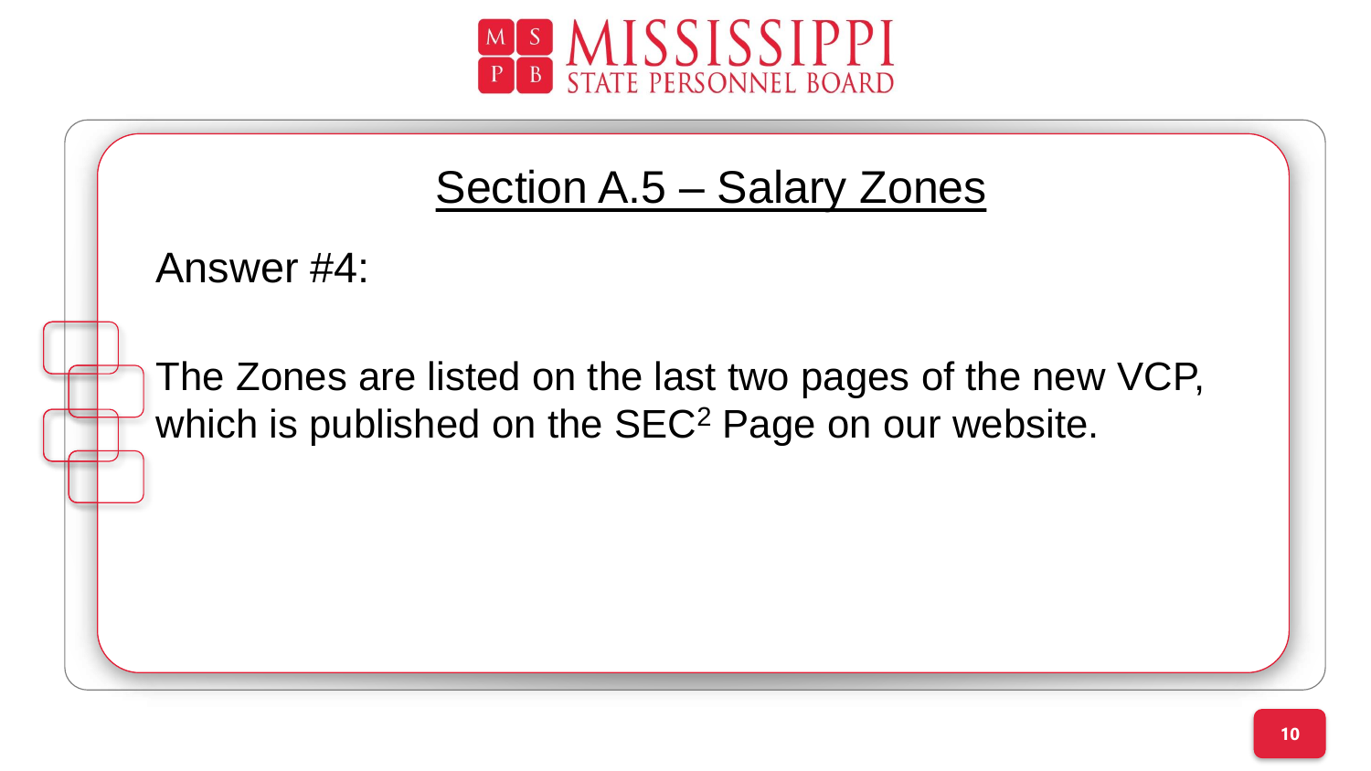## Section A.5 – Salary Zones

Answer #4:

The Zones are listed on the last two pages of the new VCP, which is published on the SEC$^2$ Page on our website.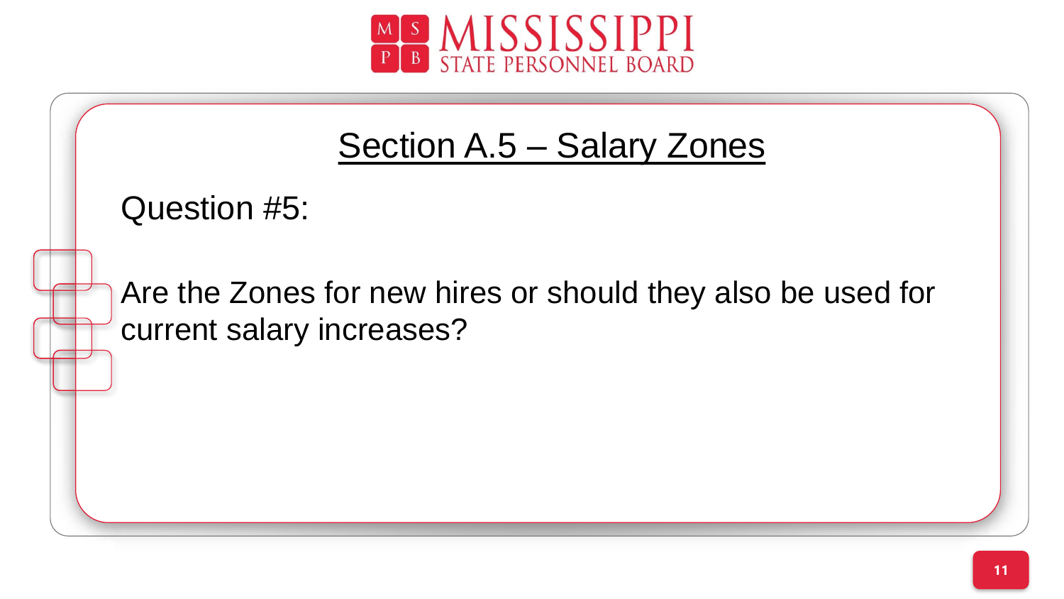## Section A.5 – Salary Zones

Question #5:

Are the Zones for new hires or should they also be used for current salary increases?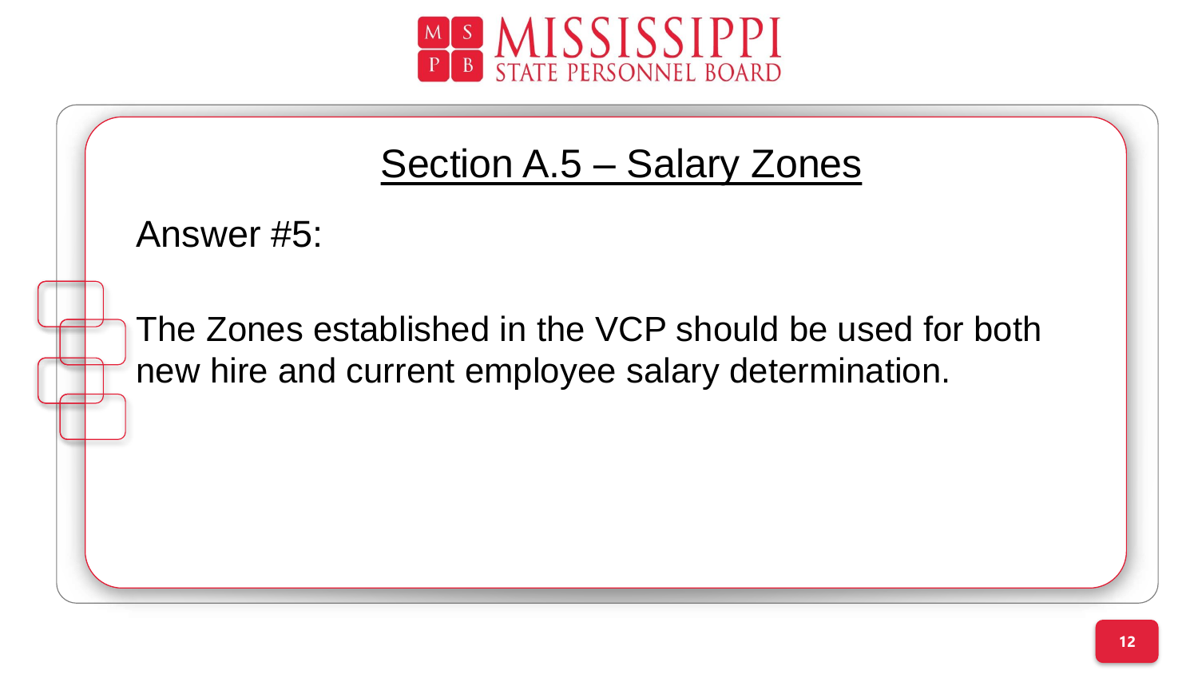## Section A.5 – Salary Zones

Answer #5:

The Zones established in the VCP should be used for both new hire and current employee salary determination.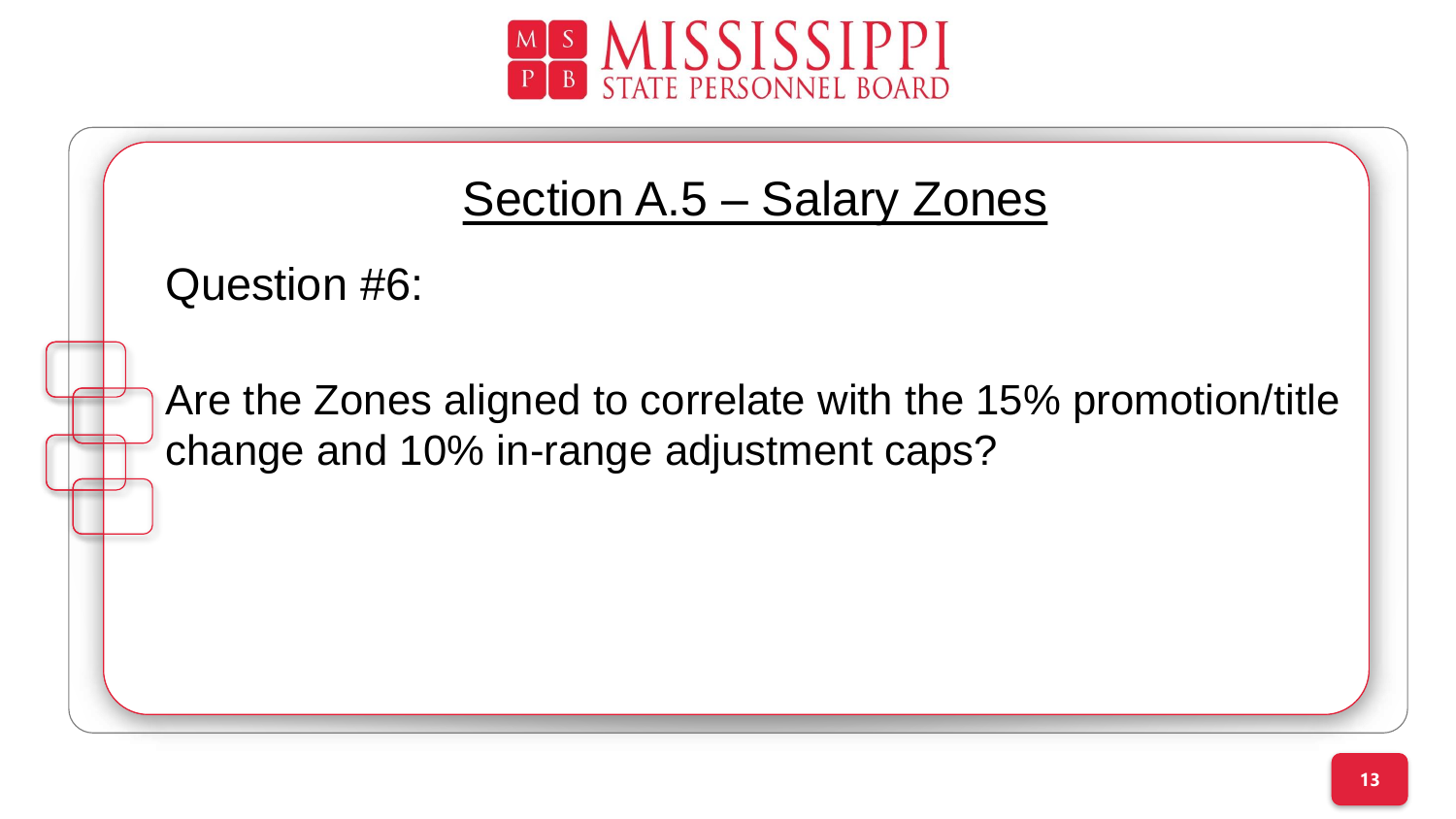## Section A.5 – Salary Zones

Question #6:

Are the Zones aligned to correlate with the 15% promotion/title change and 10% in-range adjustment caps?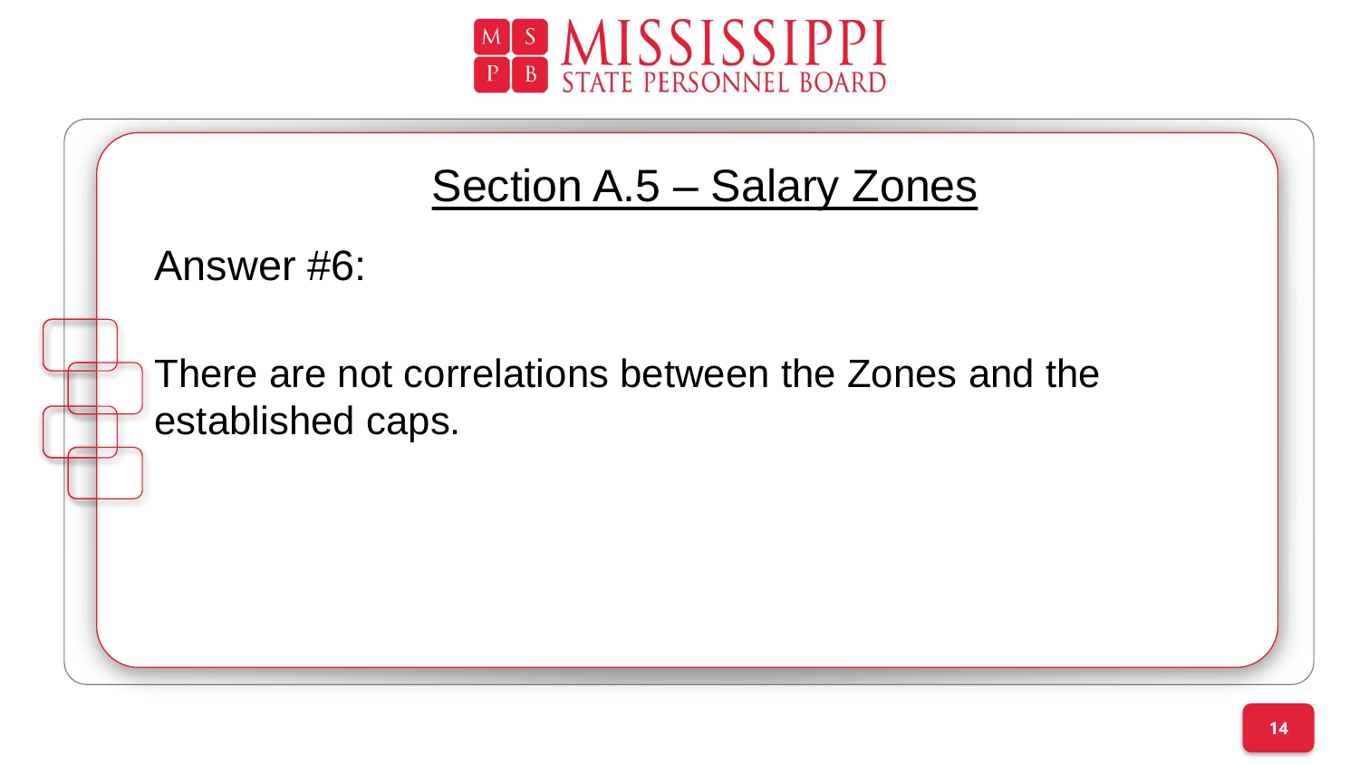## Section A.5 – Salary Zones

Answer #6:

There are not correlations between the Zones and the established caps.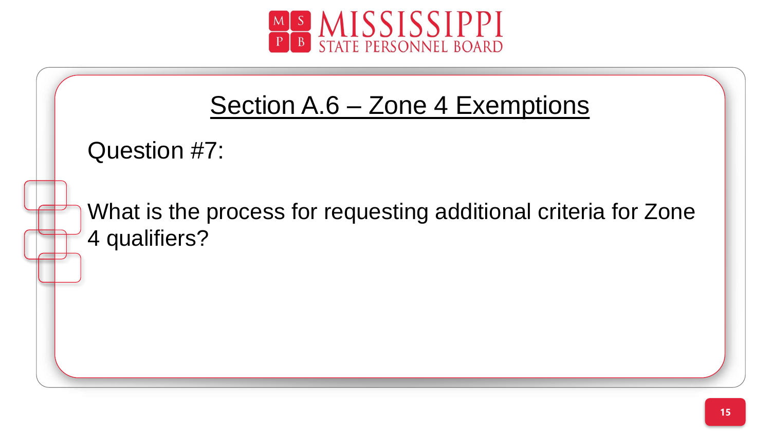## Section A.6 – Zone 4 Exemptions

Question #7:

What is the process for requesting additional criteria for Zone 4 qualifiers?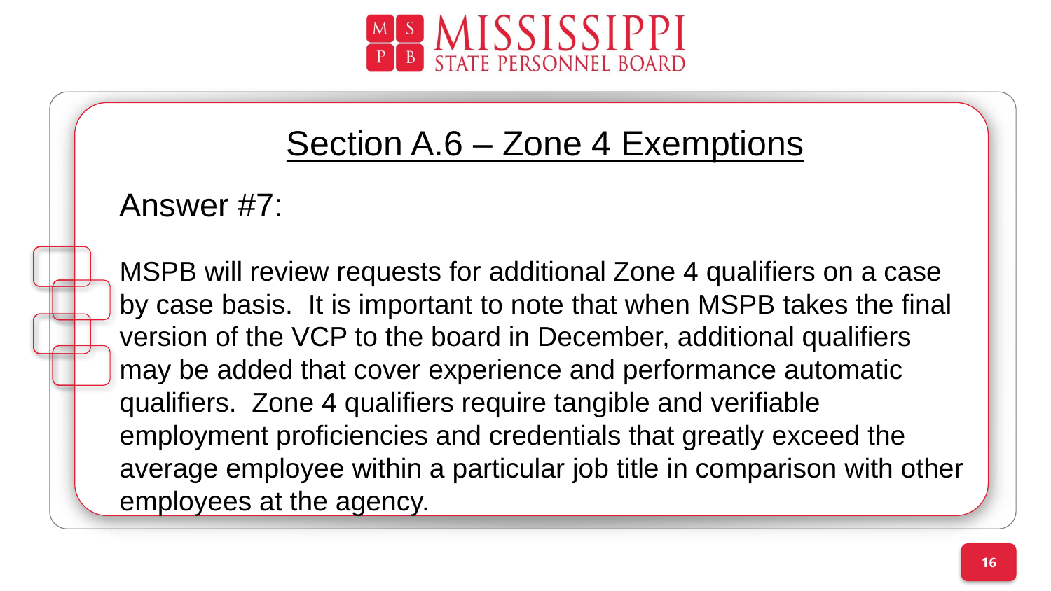## Section A.6 – Zone 4 Exemptions

Answer #7:

MSPB will review requests for additional Zone 4 qualifiers on a case by case basis.  It is important to note that when MSPB takes the final version of the VCP to the board in December, additional qualifiers may be added that cover experience and performance automatic qualifiers.  Zone 4 qualifiers require tangible and verifiable employment proficiencies and credentials that greatly exceed the average employee within a particular job title in comparison with other employees at the agency.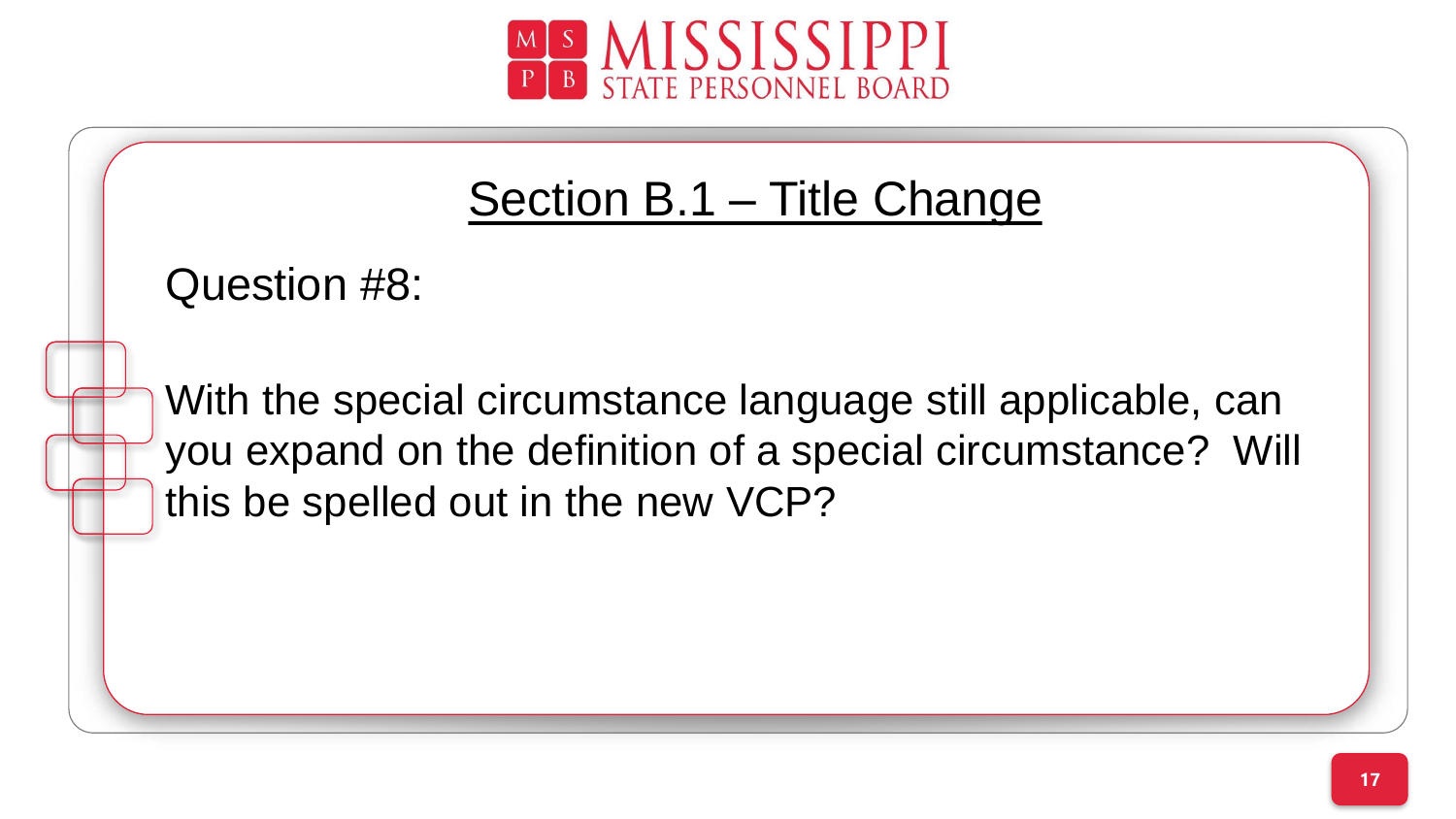## Section B.1 – Title Change

Question #8:

With the special circumstance language still applicable, can you expand on the definition of a special circumstance? Will this be spelled out in the new VCP?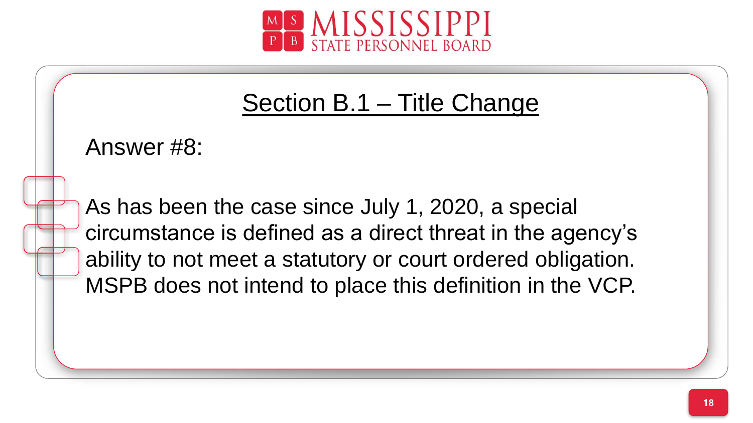## Section B.1 – Title Change

Answer #8:

As has been the case since July 1, 2020, a special circumstance is defined as a direct threat in the agency's ability to not meet a statutory or court ordered obligation. MSPB does not intend to place this definition in the VCP.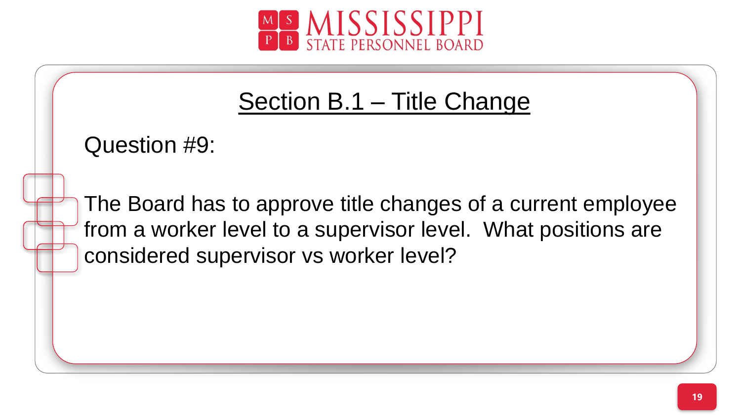## Section B.1 – Title Change

Question #9:

The Board has to approve title changes of a current employee from a worker level to a supervisor level. What positions are considered supervisor vs worker level?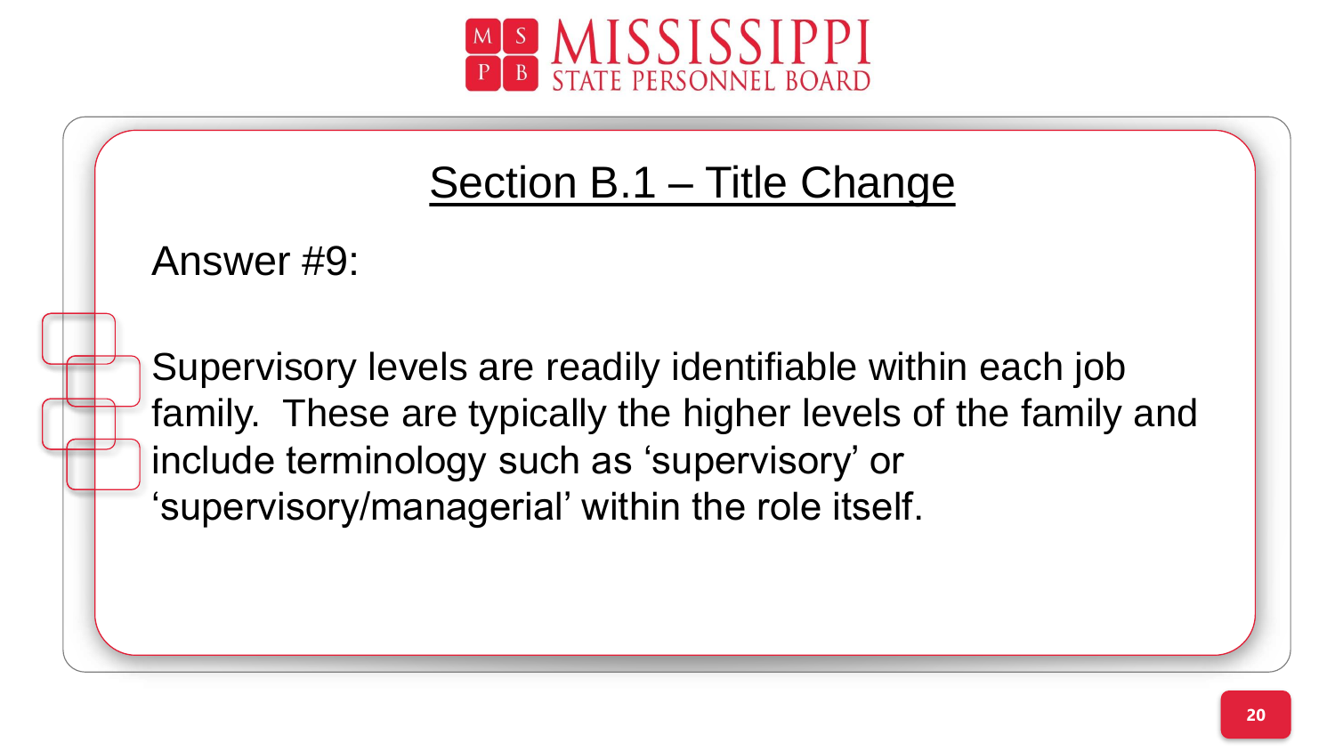## Section B.1 – Title Change

Answer #9:

Supervisory levels are readily identifiable within each job family. These are typically the higher levels of the family and include terminology such as 'supervisory' or 'supervisory/managerial' within the role itself.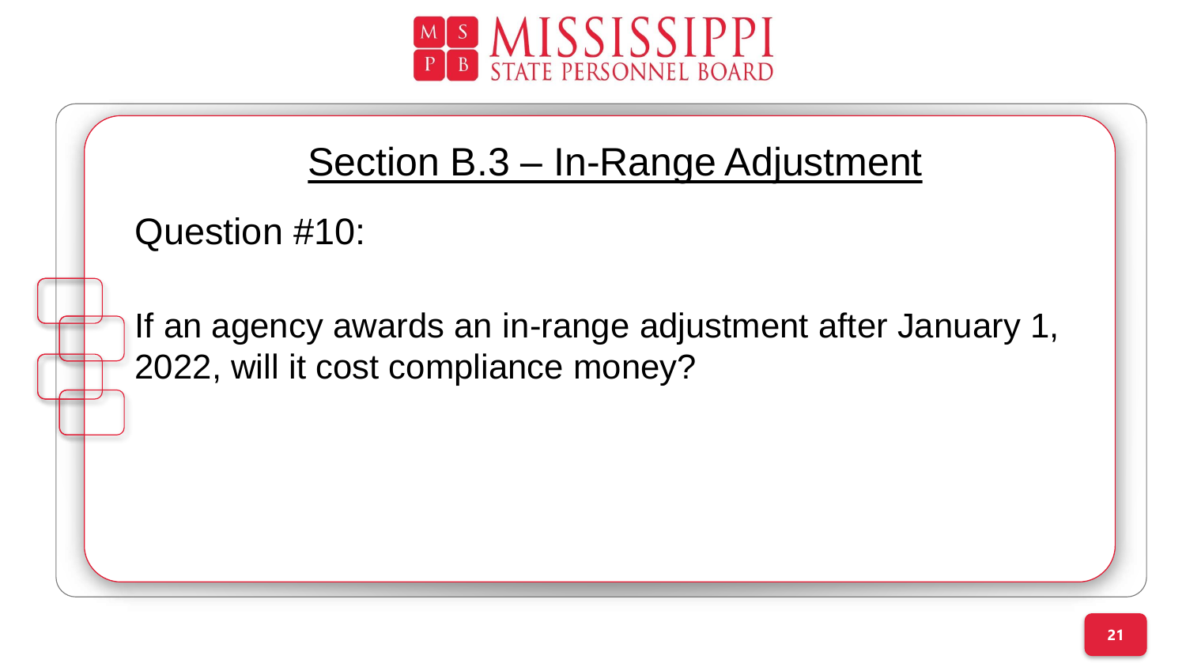## Section B.3 – In-Range Adjustment

Question #10:

If an agency awards an in-range adjustment after January 1, 2022, will it cost compliance money?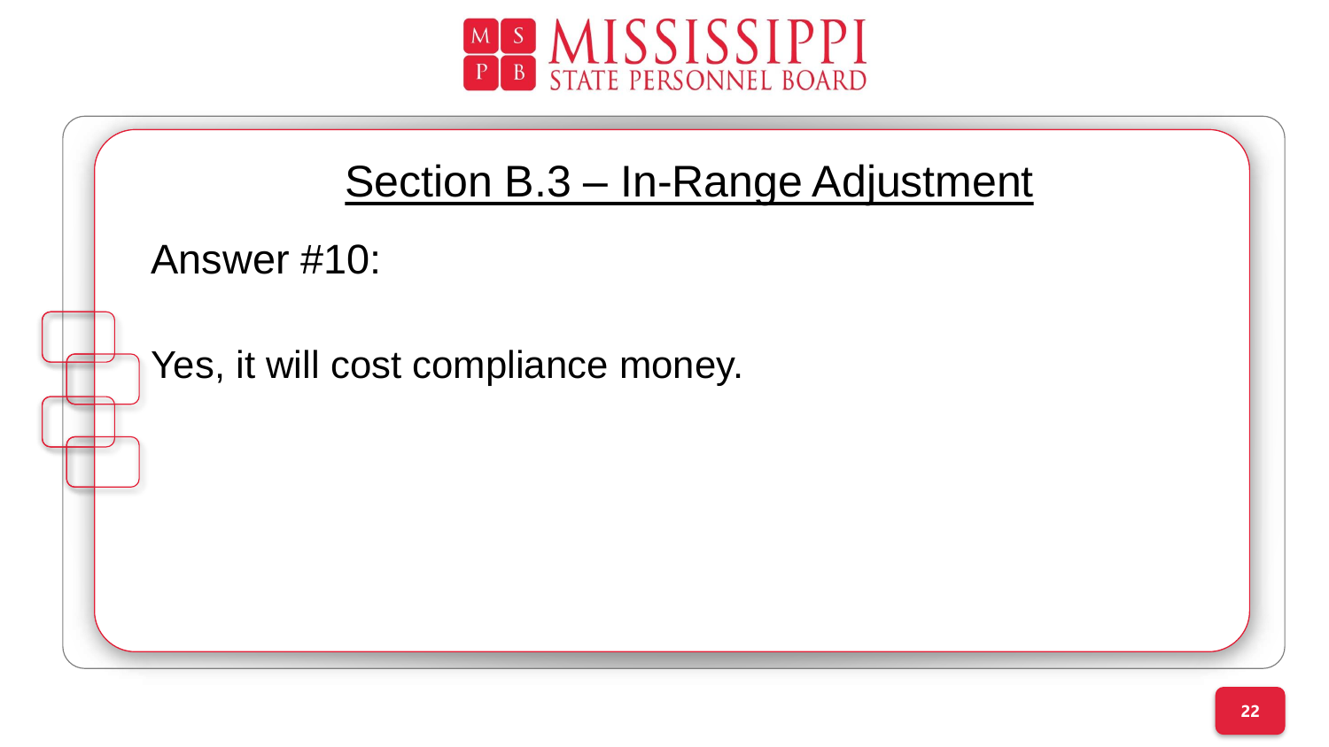## Section B.3 – In-Range Adjustment

Answer #10:

Yes, it will cost compliance money.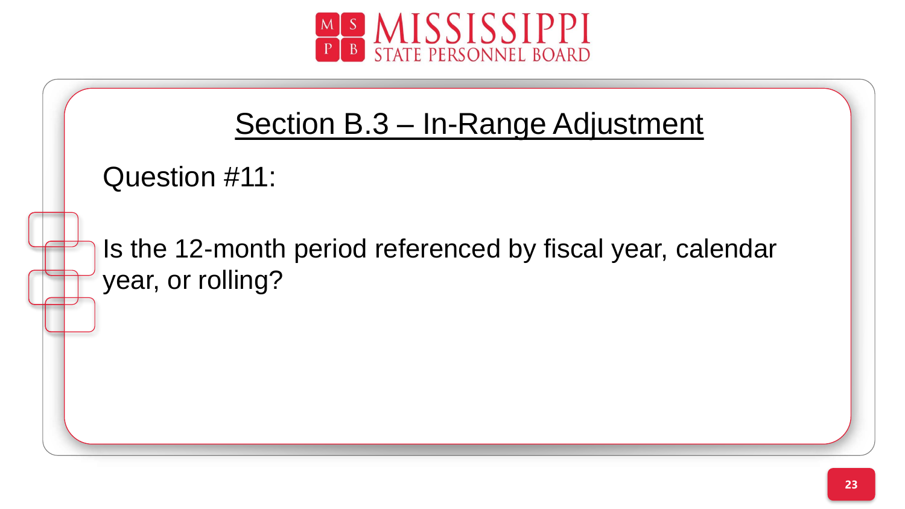## Section B.3 – In-Range Adjustment

Question #11:

Is the 12-month period referenced by fiscal year, calendar year, or rolling?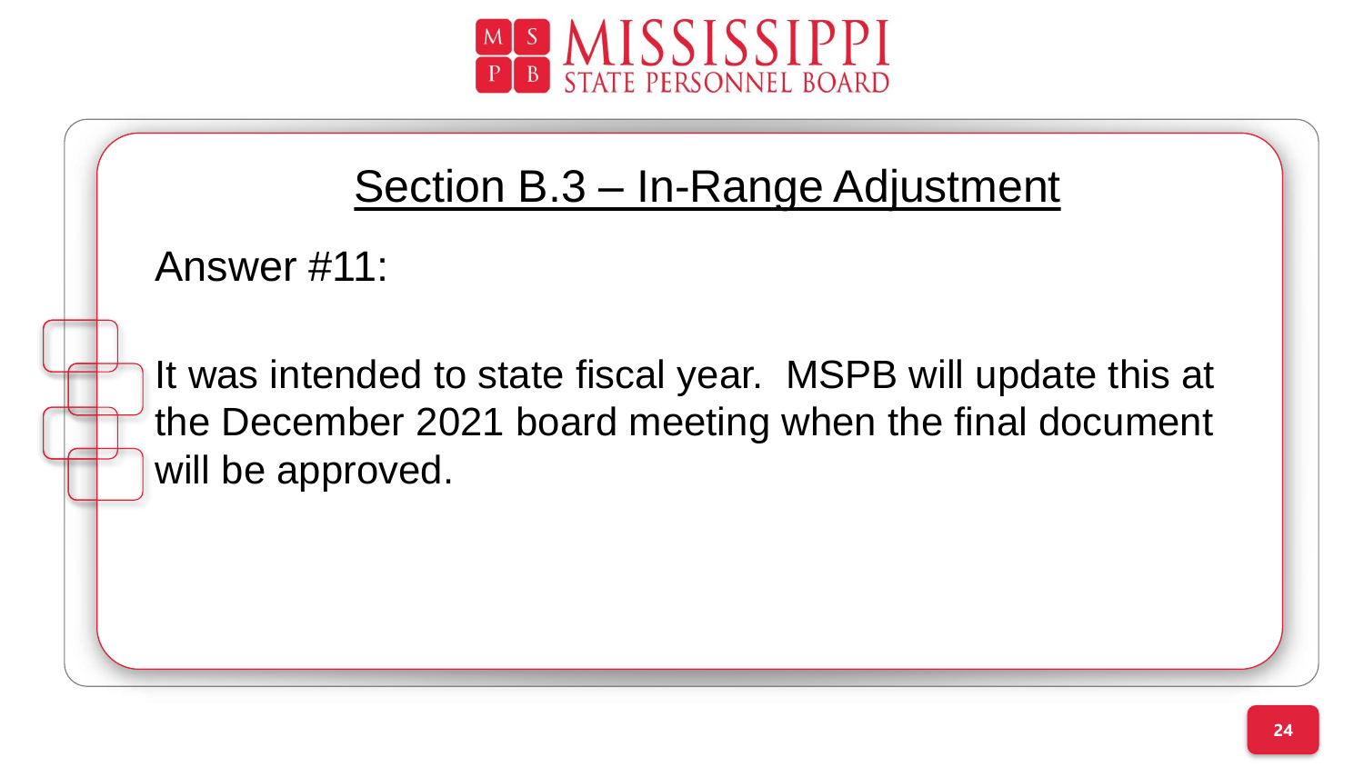## Section B.3 – In-Range Adjustment

Answer #11:

It was intended to state fiscal year. MSPB will update this at the December 2021 board meeting when the final document will be approved.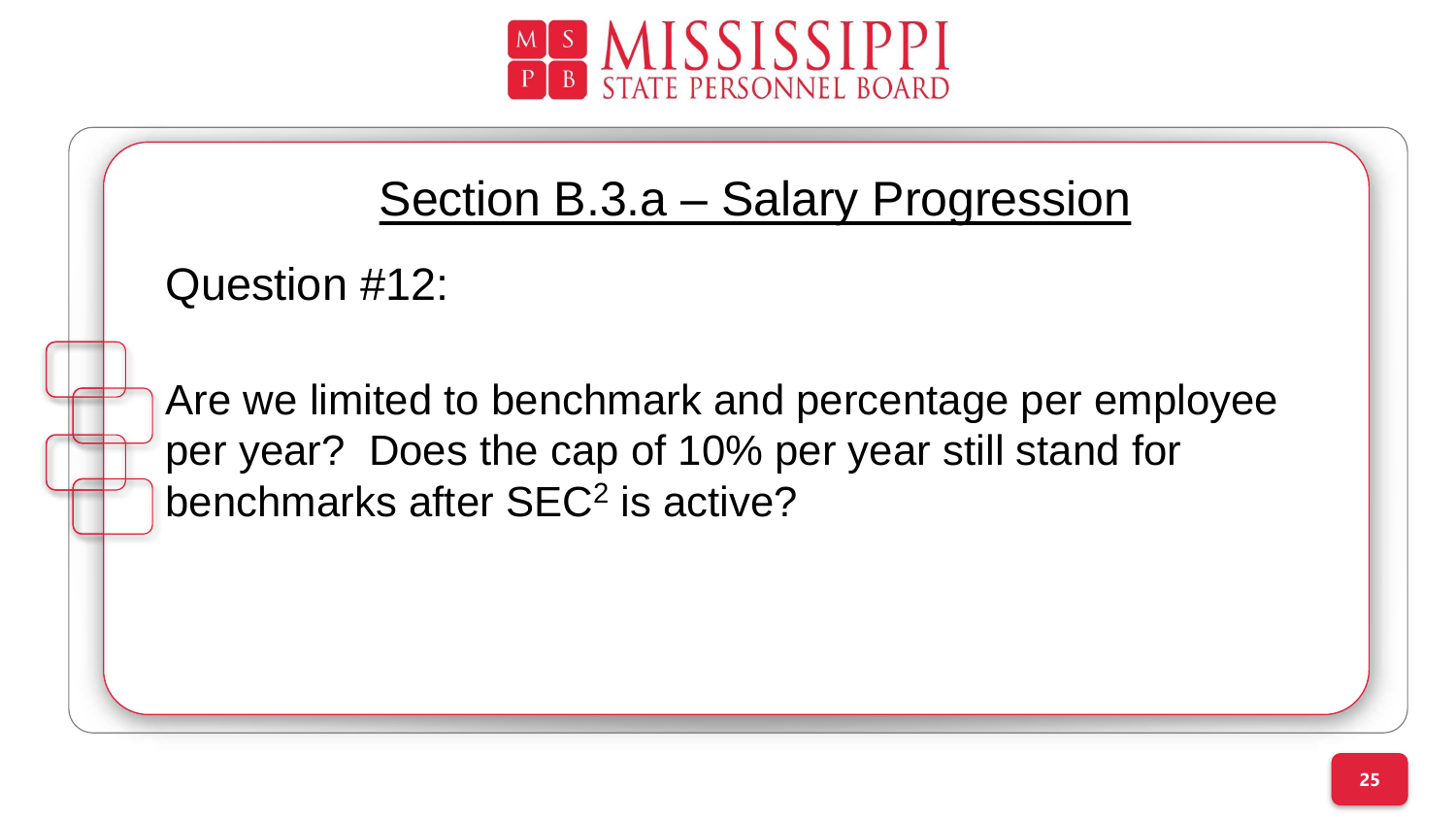## Section B.3.a – Salary Progression

Question #12:

Are we limited to benchmark and percentage per employee per year? Does the cap of 10% per year still stand for benchmarks after SEC$^2$ is active?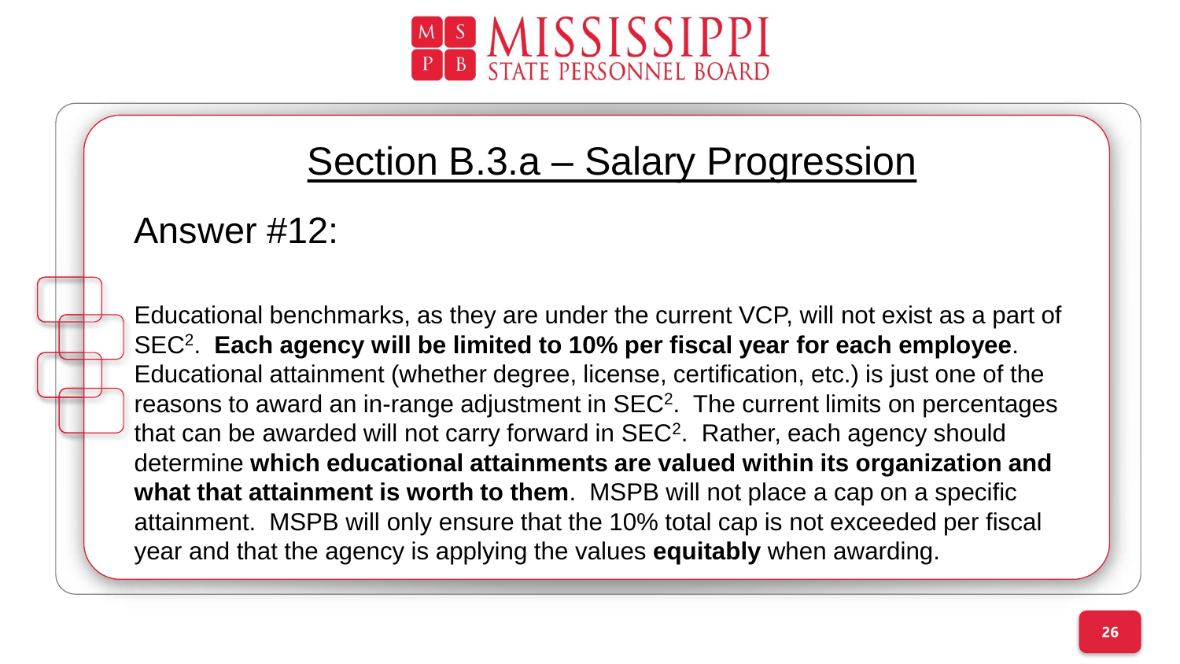## Section B.3.a – Salary Progression

### Answer #12:

Educational benchmarks, as they are under the current VCP, will not exist as a part of SEC$^2$. **Each agency will be limited to 10% per fiscal year for each employee**. Educational attainment (whether degree, license, certification, etc.) is just one of the reasons to award an in-range adjustment in SEC$^2$. The current limits on percentages that can be awarded will not carry forward in SEC$^2$. Rather, each agency should determine **which educational attainments are valued within its organization and what that attainment is worth to them**. MSPB will not place a cap on a specific attainment. MSPB will only ensure that the 10% total cap is not exceeded per fiscal year and that the agency is applying the values **equitably** when awarding.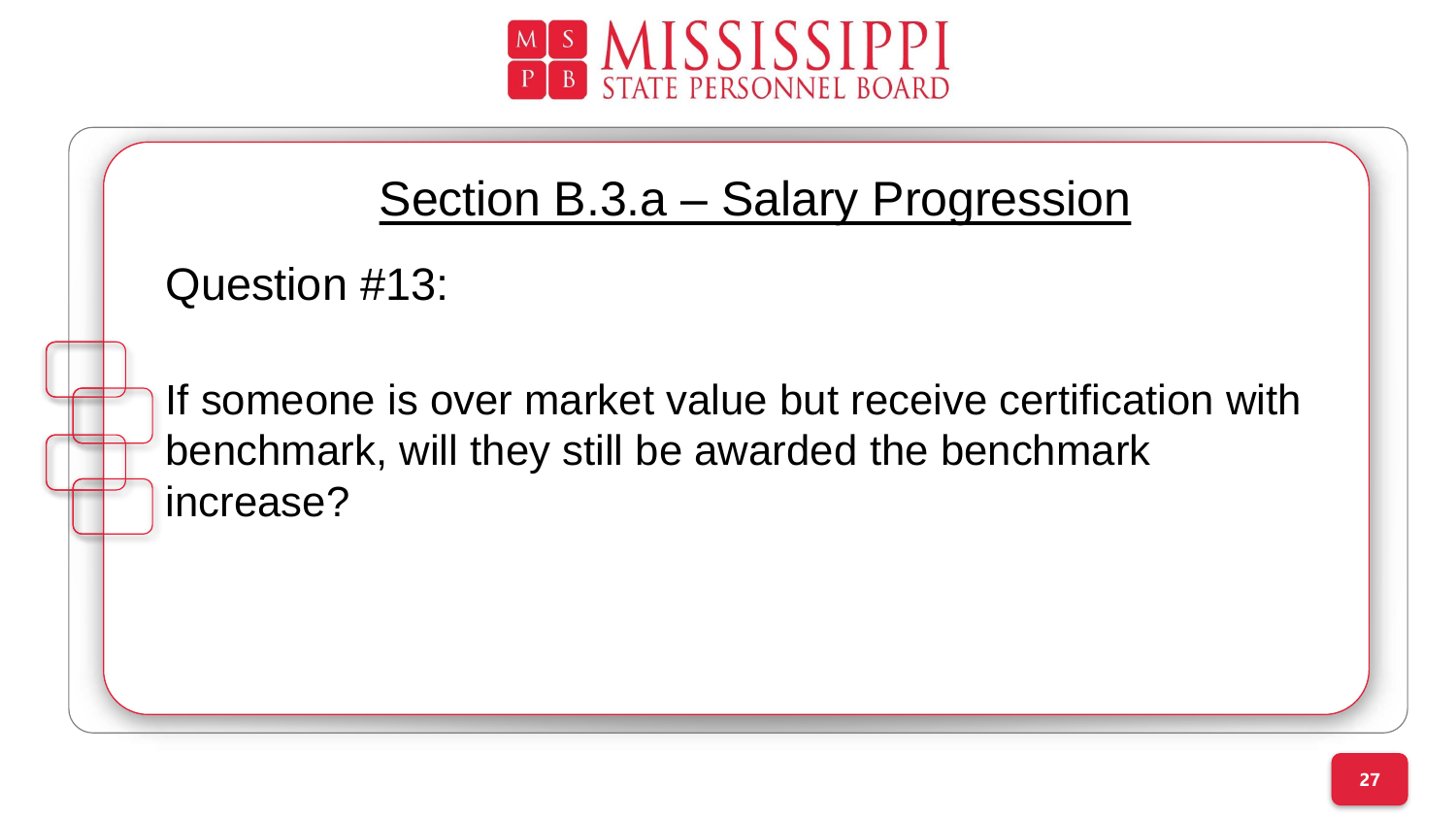## Section B.3.a – Salary Progression

Question #13:

If someone is over market value but receive certification with benchmark, will they still be awarded the benchmark increase?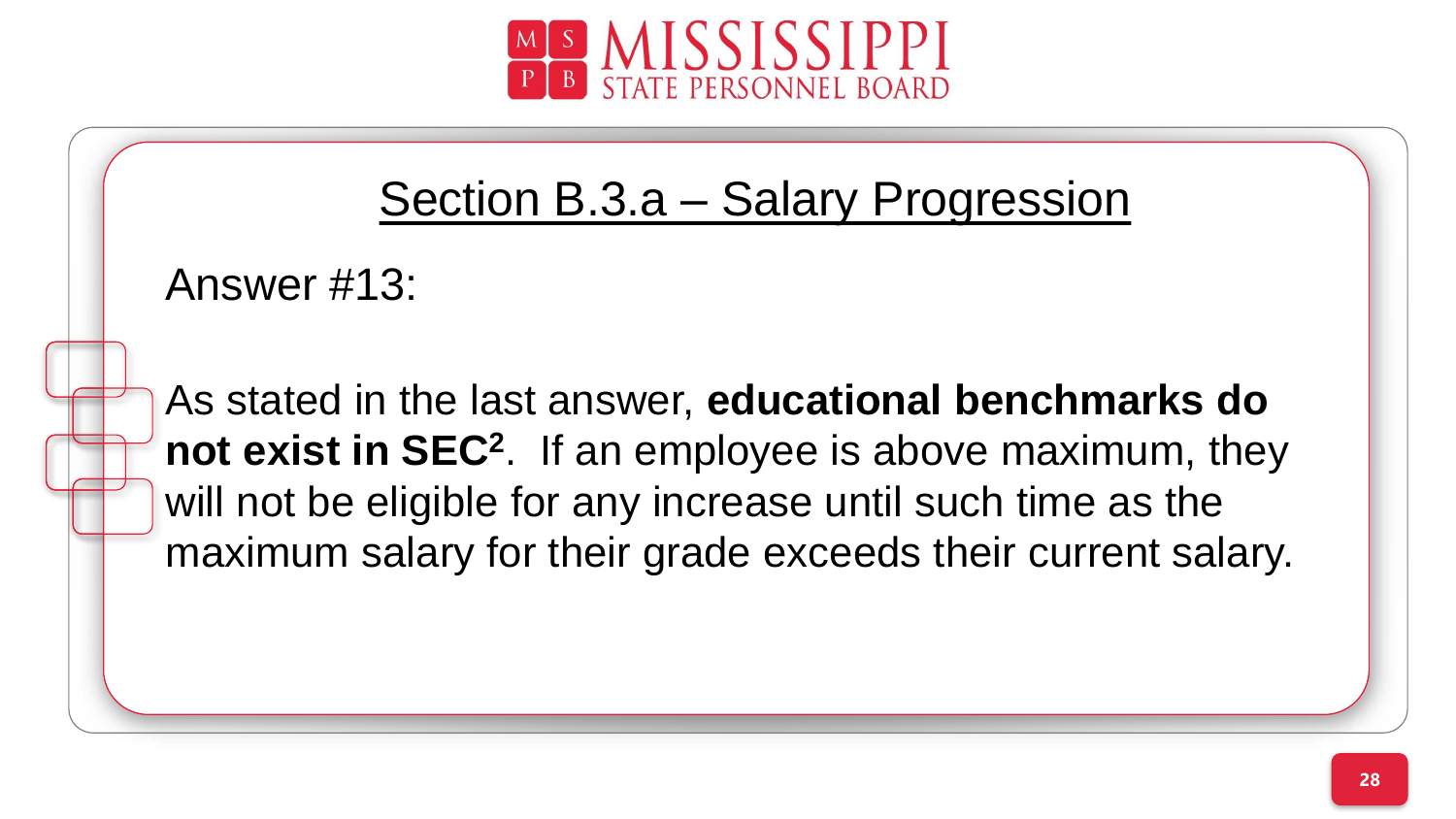## Section B.3.a – Salary Progression

Answer #13:

As stated in the last answer, **educational benchmarks do not exist in SEC$^2$**. If an employee is above maximum, they will not be eligible for any increase until such time as the maximum salary for their grade exceeds their current salary.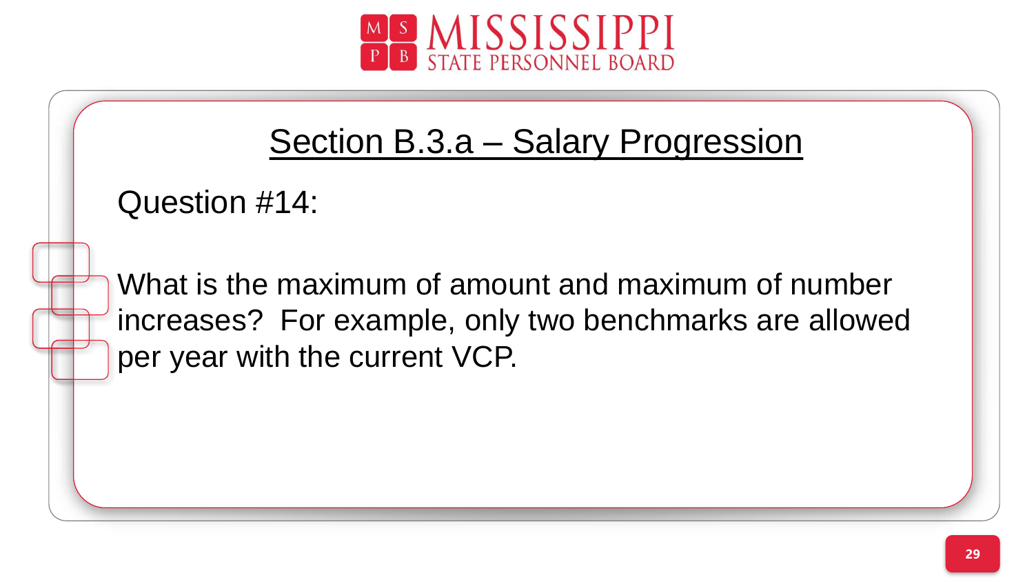## Section B.3.a – Salary Progression

Question #14:

What is the maximum of amount and maximum of number increases? For example, only two benchmarks are allowed per year with the current VCP.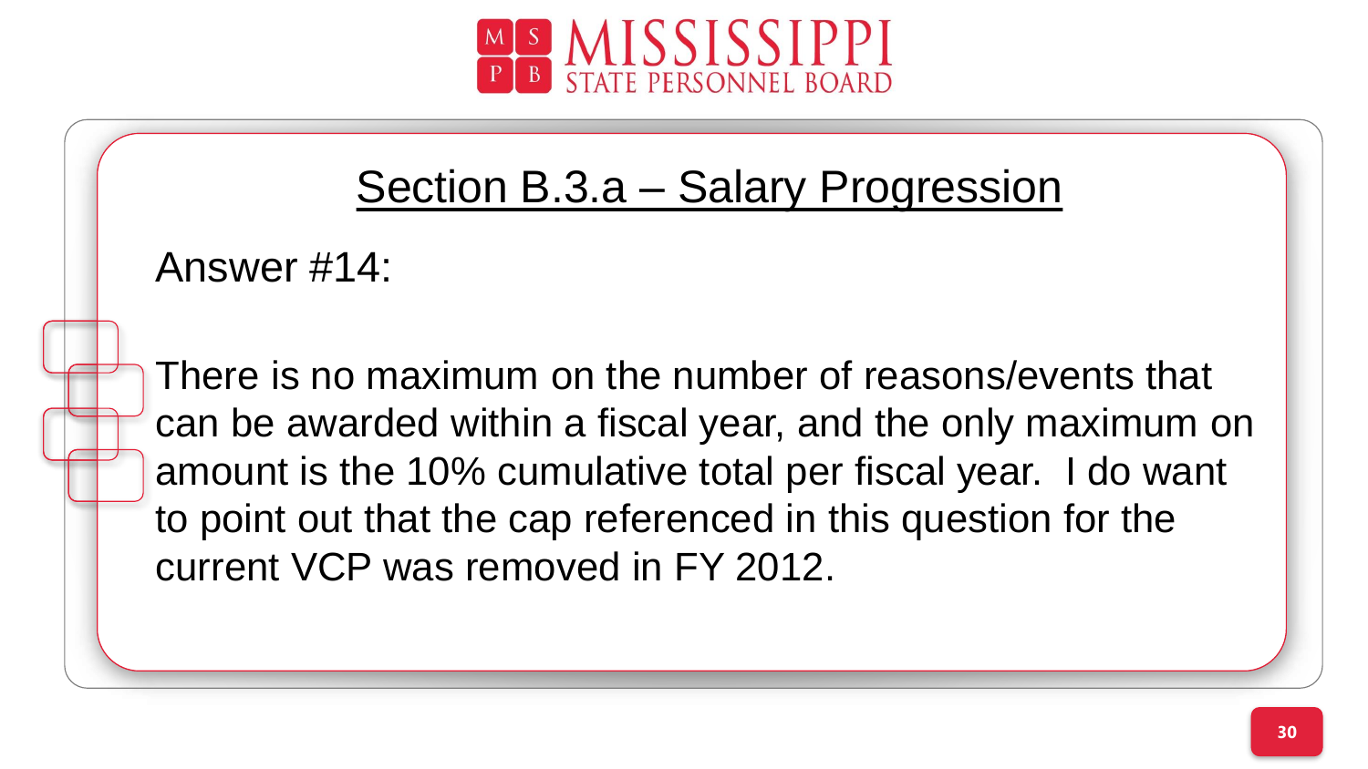## Section B.3.a – Salary Progression

Answer #14:

There is no maximum on the number of reasons/events that can be awarded within a fiscal year, and the only maximum on amount is the 10% cumulative total per fiscal year. I do want to point out that the cap referenced in this question for the current VCP was removed in FY 2012.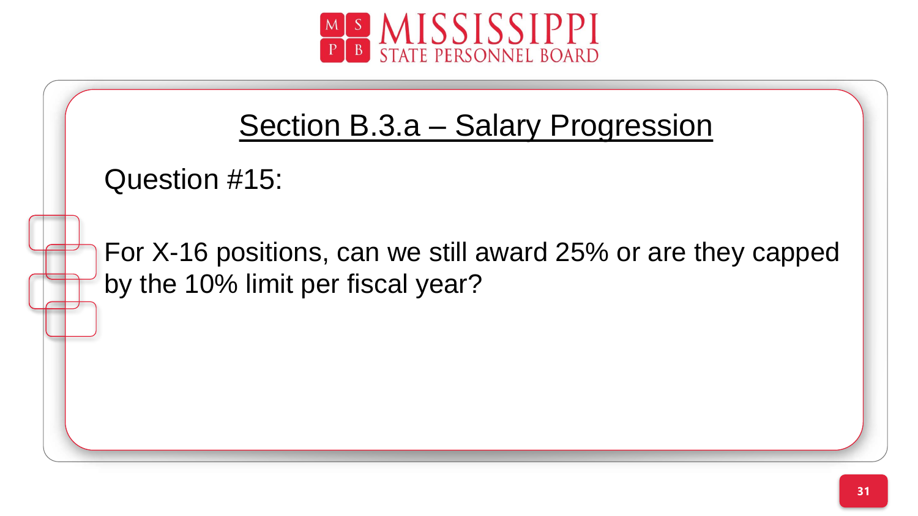## Section B.3.a – Salary Progression

Question #15:

For X-16 positions, can we still award 25% or are they capped by the 10% limit per fiscal year?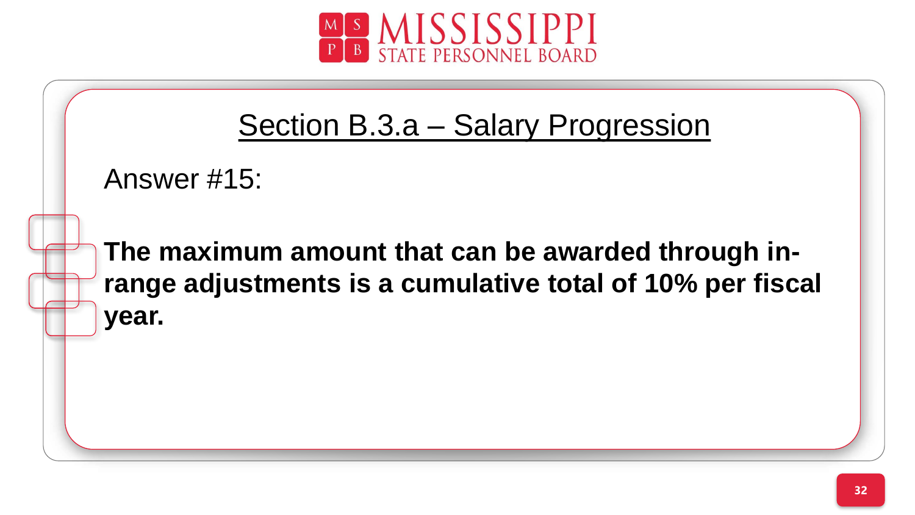## Section B.3.a – Salary Progression

Answer #15:

**The maximum amount that can be awarded through in-range adjustments is a cumulative total of 10% per fiscal year.**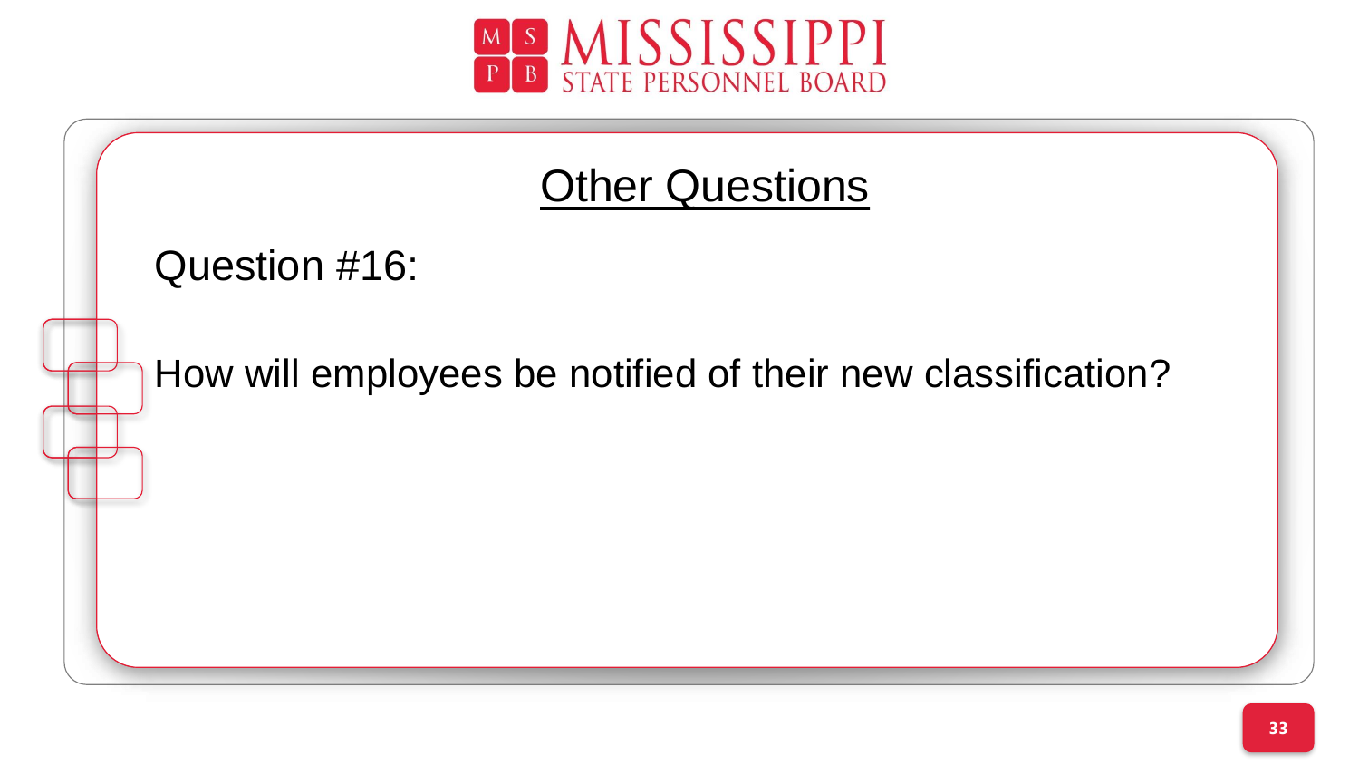# Other Questions

Question #16:

How will employees be notified of their new classification?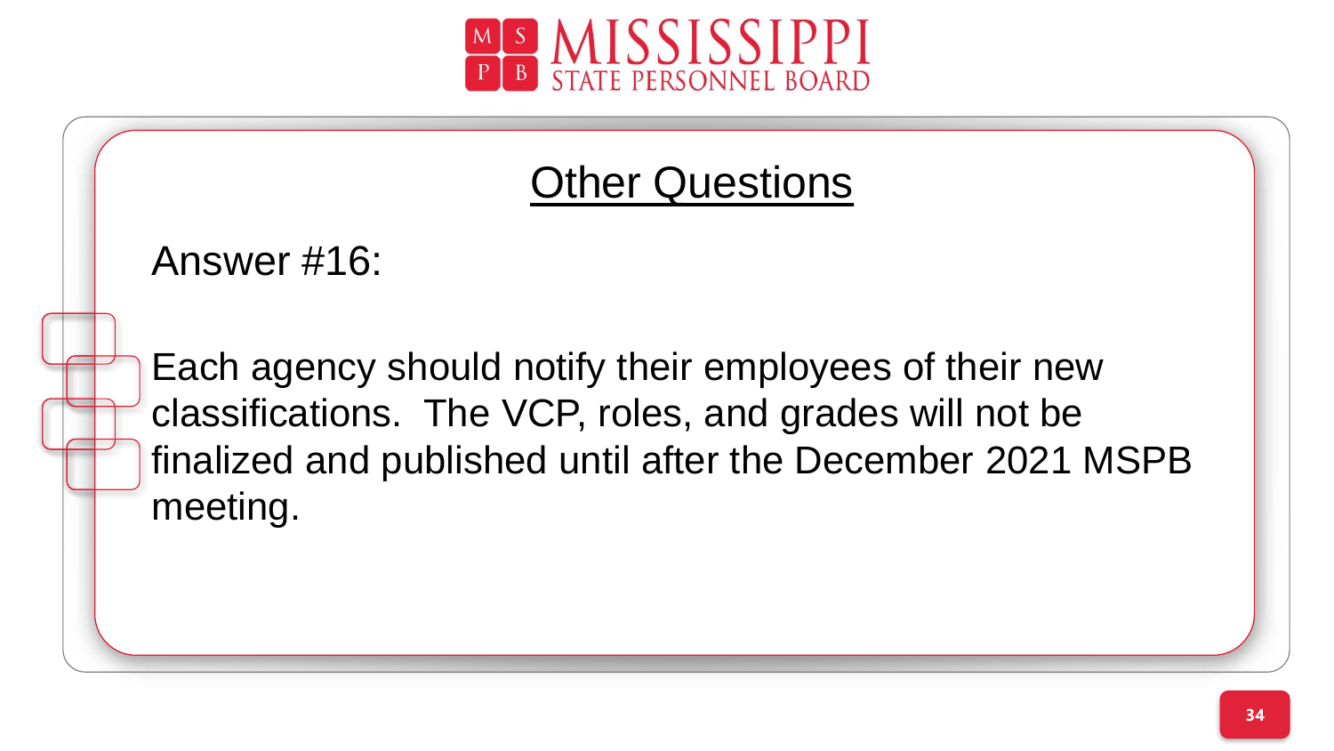## Other Questions

Answer #16:

Each agency should notify their employees of their new classifications. The VCP, roles, and grades will not be finalized and published until after the December 2021 MSPB meeting.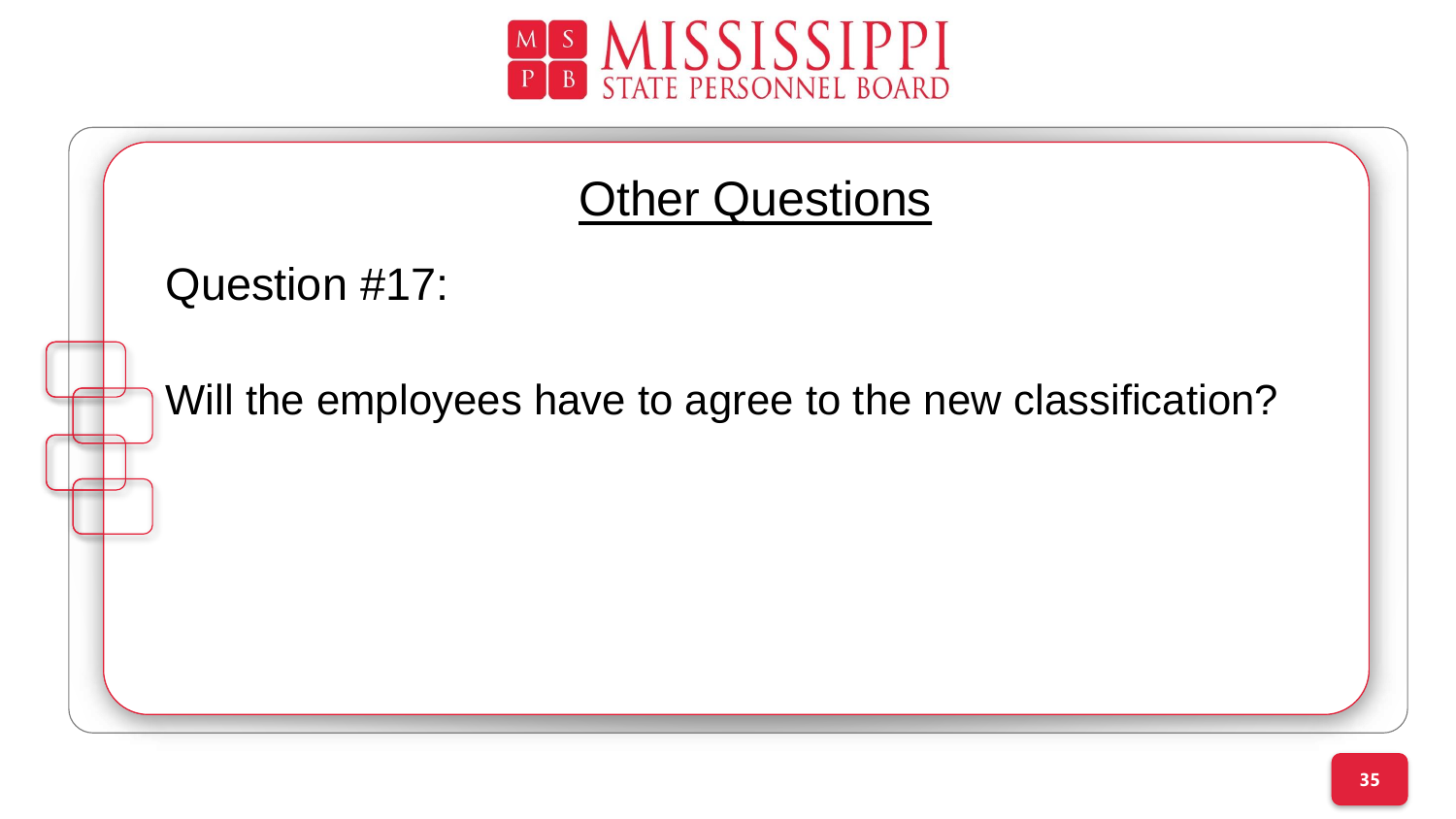## Other Questions

Question #17:

Will the employees have to agree to the new classification?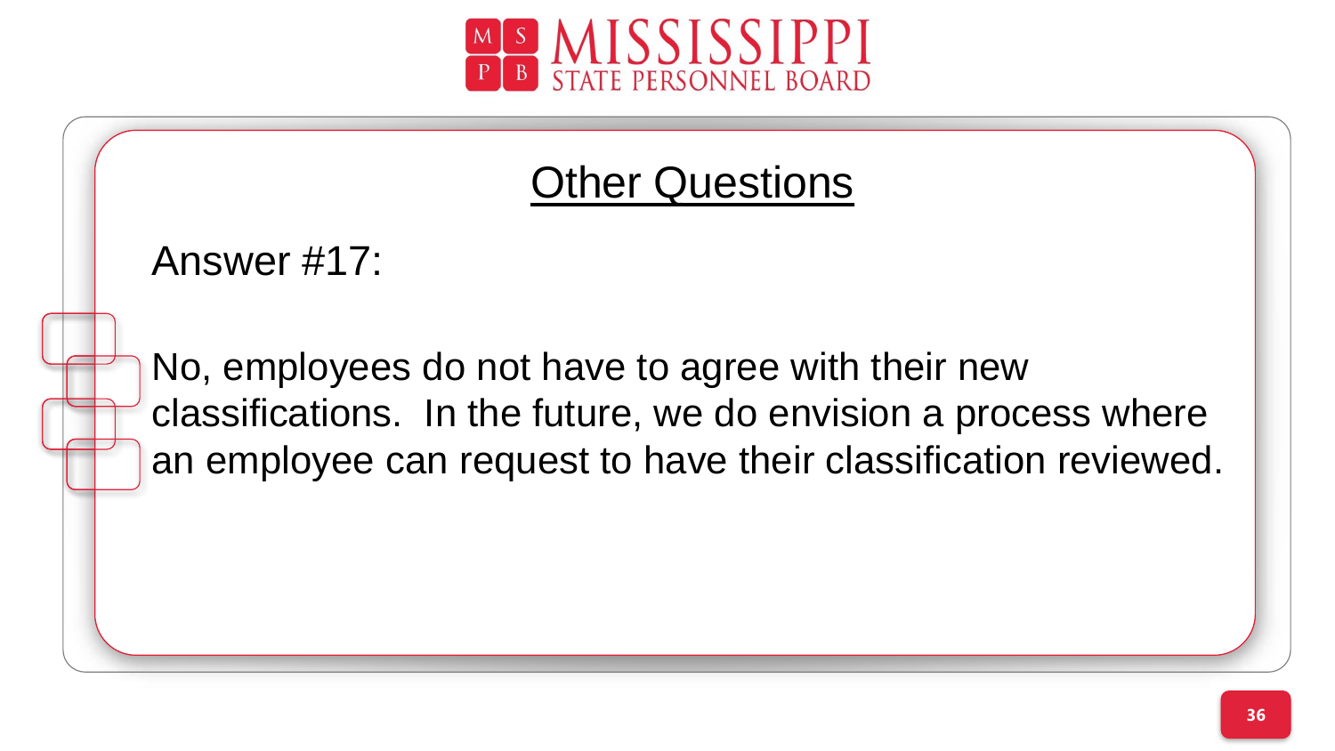## Other Questions

Answer #17:

No, employees do not have to agree with their new classifications. In the future, we do envision a process where an employee can request to have their classification reviewed.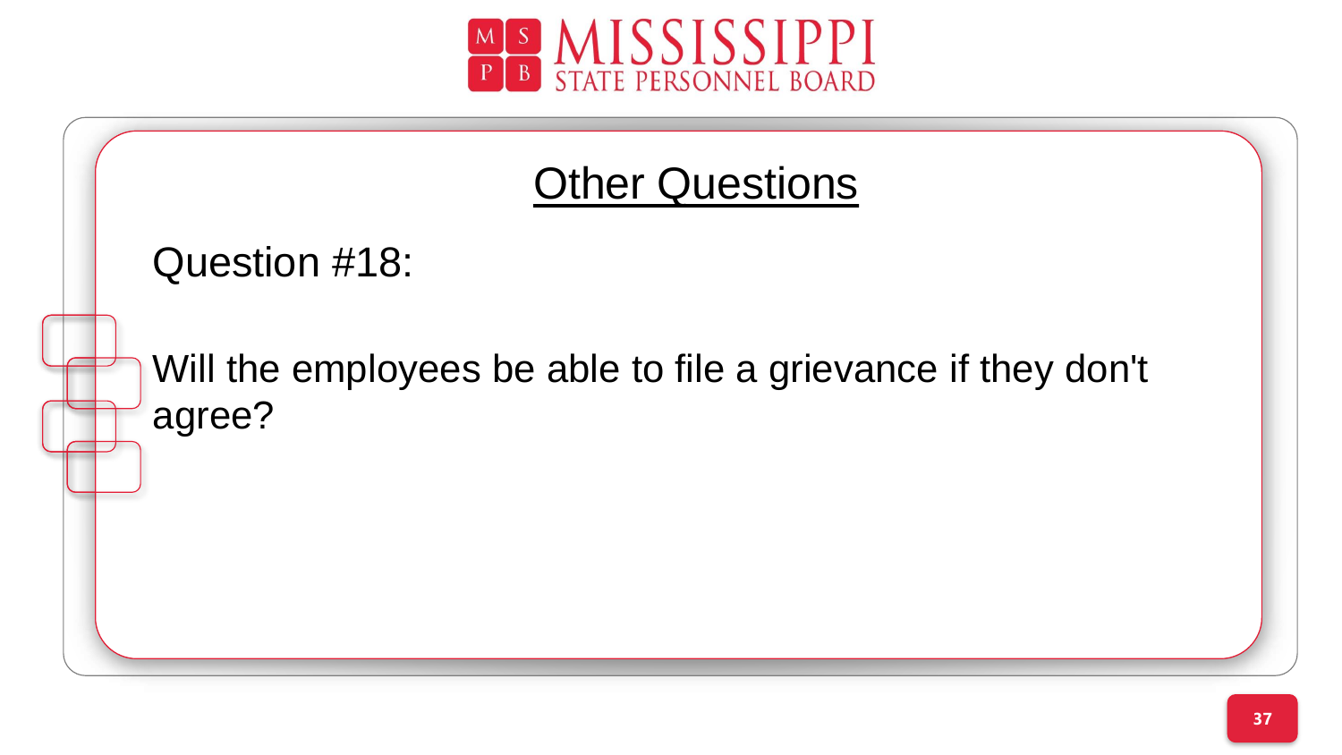## Other Questions

Question #18:

Will the employees be able to file a grievance if they don't agree?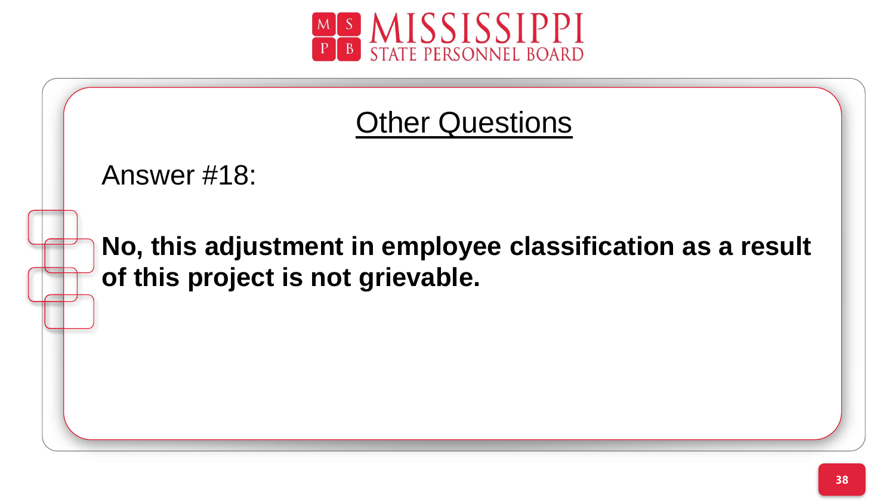## Other Questions

Answer #18:

**No, this adjustment in employee classification as a result of this project is not grievable.**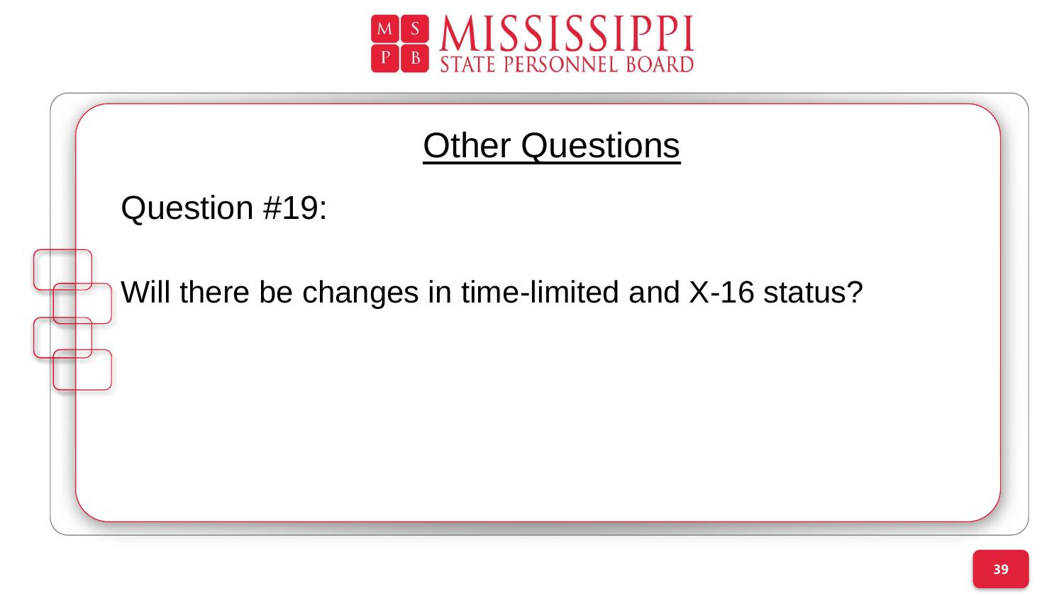## Other Questions

Question #19:

Will there be changes in time-limited and X-16 status?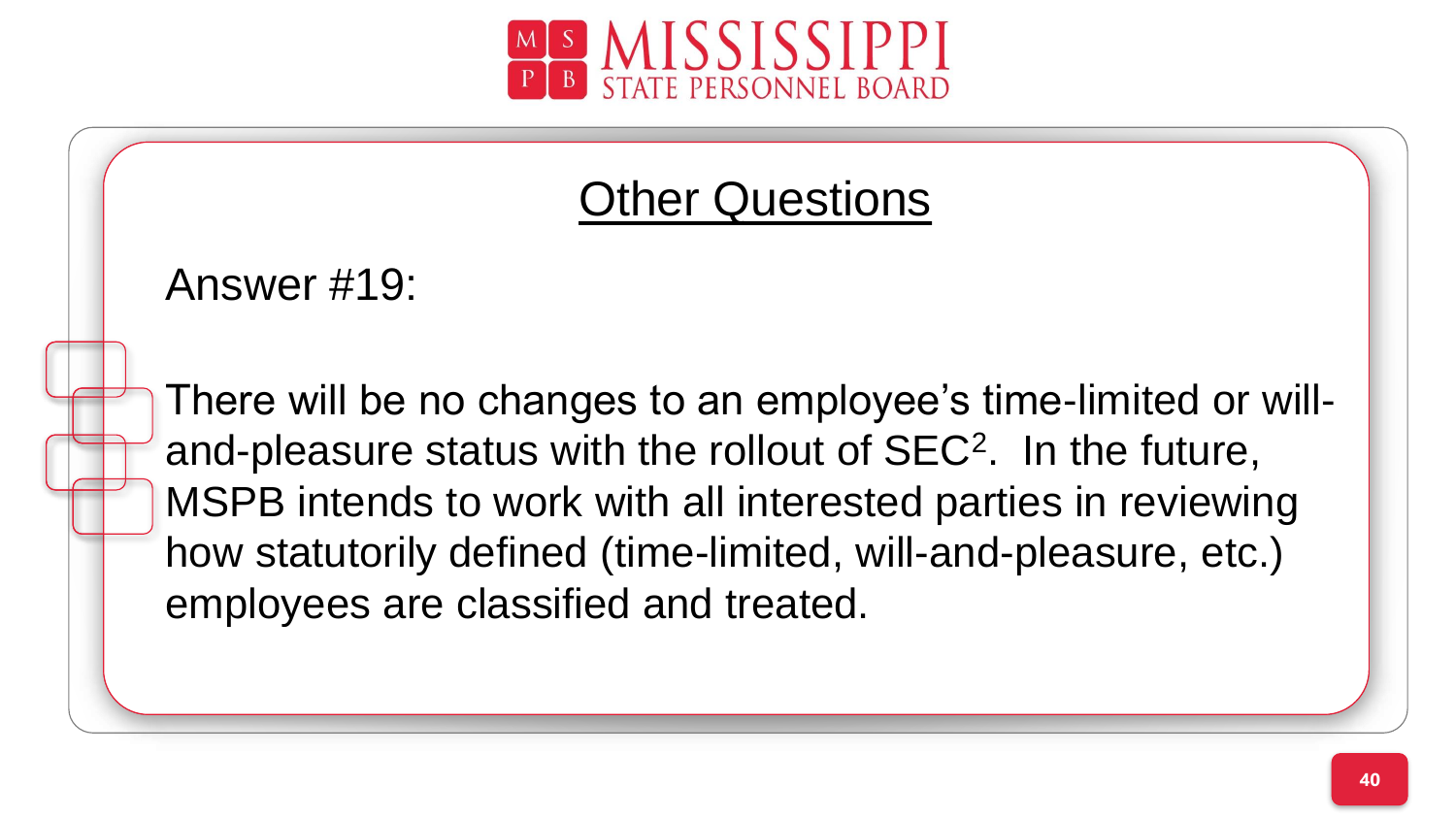## Other Questions

Answer #19:

There will be no changes to an employee's time-limited or will-and-pleasure status with the rollout of SEC$^2$. In the future, MSPB intends to work with all interested parties in reviewing how statutorily defined (time-limited, will-and-pleasure, etc.) employees are classified and treated.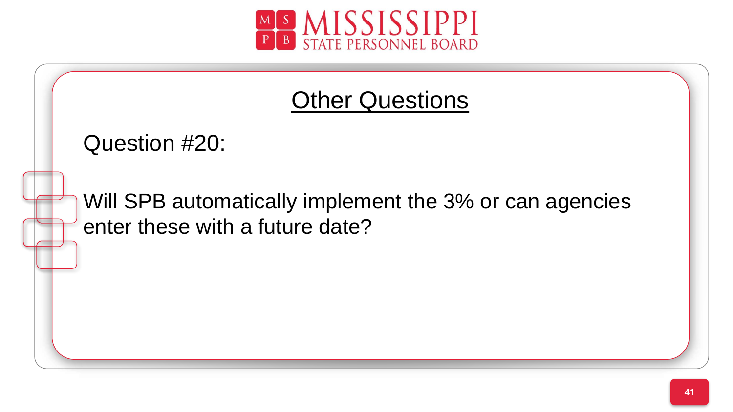## Other Questions

Question #20:

Will SPB automatically implement the 3% or can agencies enter these with a future date?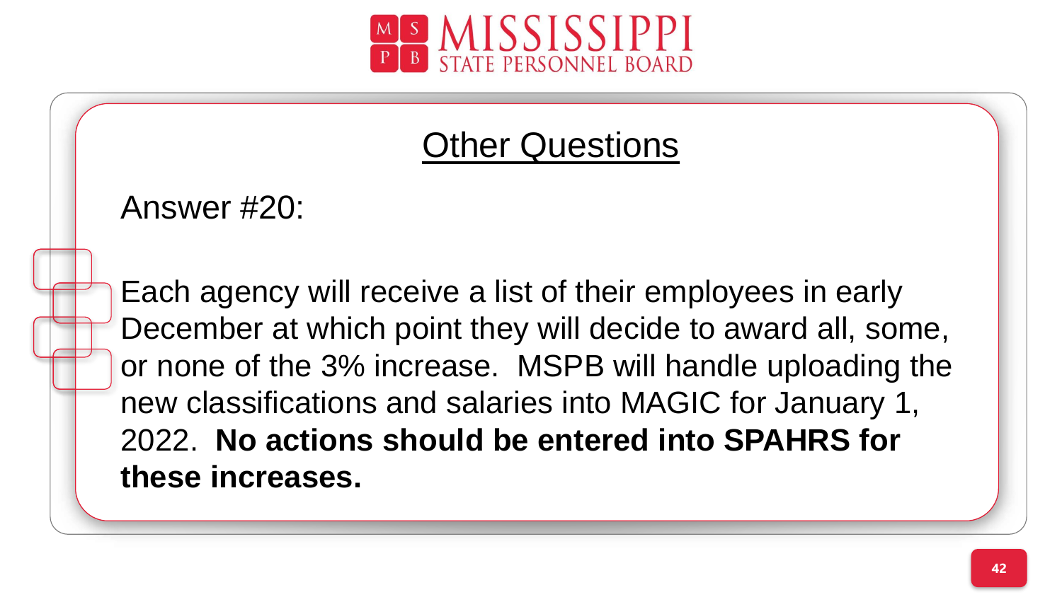## Other Questions

Answer #20:

Each agency will receive a list of their employees in early December at which point they will decide to award all, some, or none of the 3% increase. MSPB will handle uploading the new classifications and salaries into MAGIC for January 1, 2022. **No actions should be entered into SPAHRS for these increases.**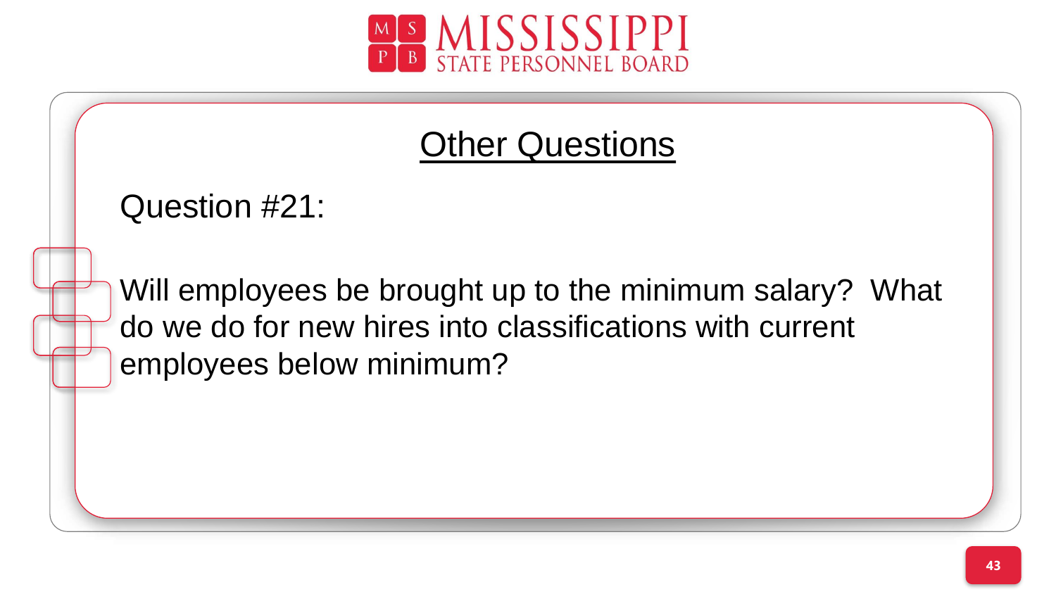# Other Questions

Question #21:

Will employees be brought up to the minimum salary? What do we do for new hires into classifications with current employees below minimum?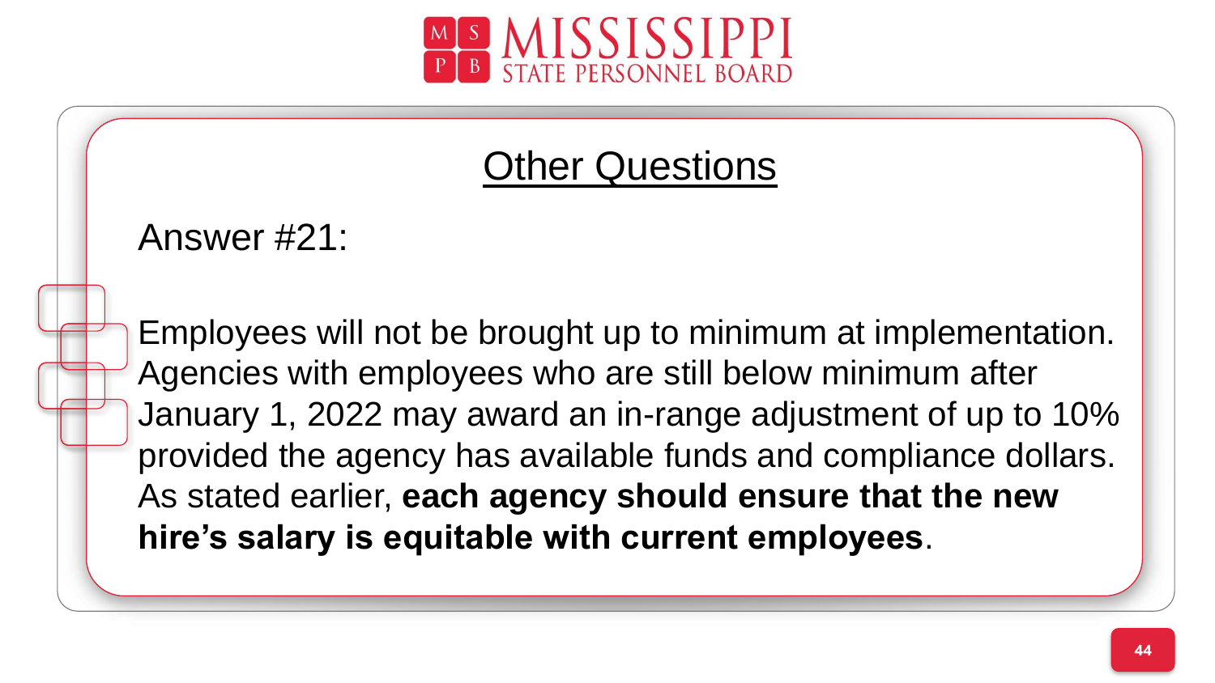## Other Questions

Answer #21:

Employees will not be brought up to minimum at implementation. Agencies with employees who are still below minimum after January 1, 2022 may award an in-range adjustment of up to 10% provided the agency has available funds and compliance dollars. As stated earlier, **each agency should ensure that the new hire's salary is equitable with current employees**.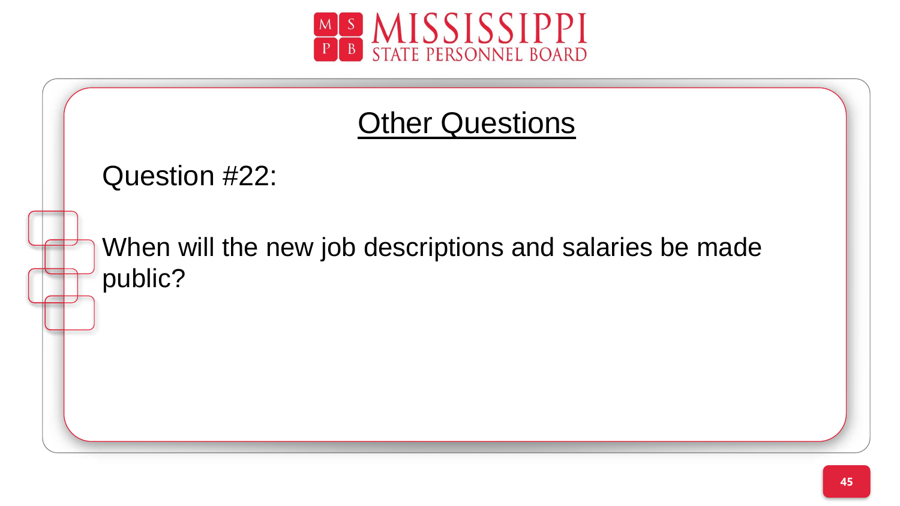## Other Questions

Question #22:

When will the new job descriptions and salaries be made public?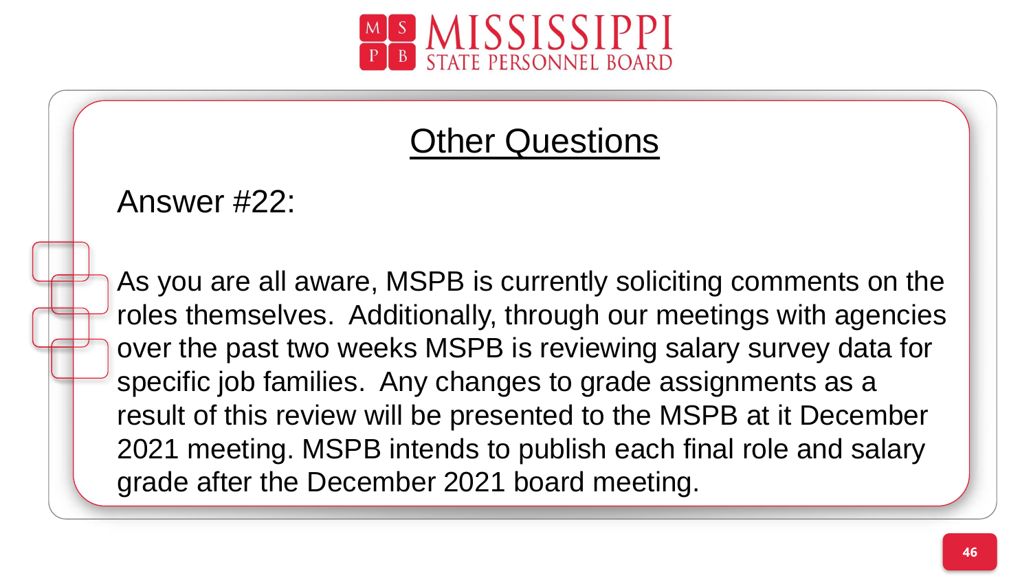## Other Questions

Answer #22:

As you are all aware, MSPB is currently soliciting comments on the roles themselves. Additionally, through our meetings with agencies over the past two weeks MSPB is reviewing salary survey data for specific job families. Any changes to grade assignments as a result of this review will be presented to the MSPB at it December 2021 meeting. MSPB intends to publish each final role and salary grade after the December 2021 board meeting.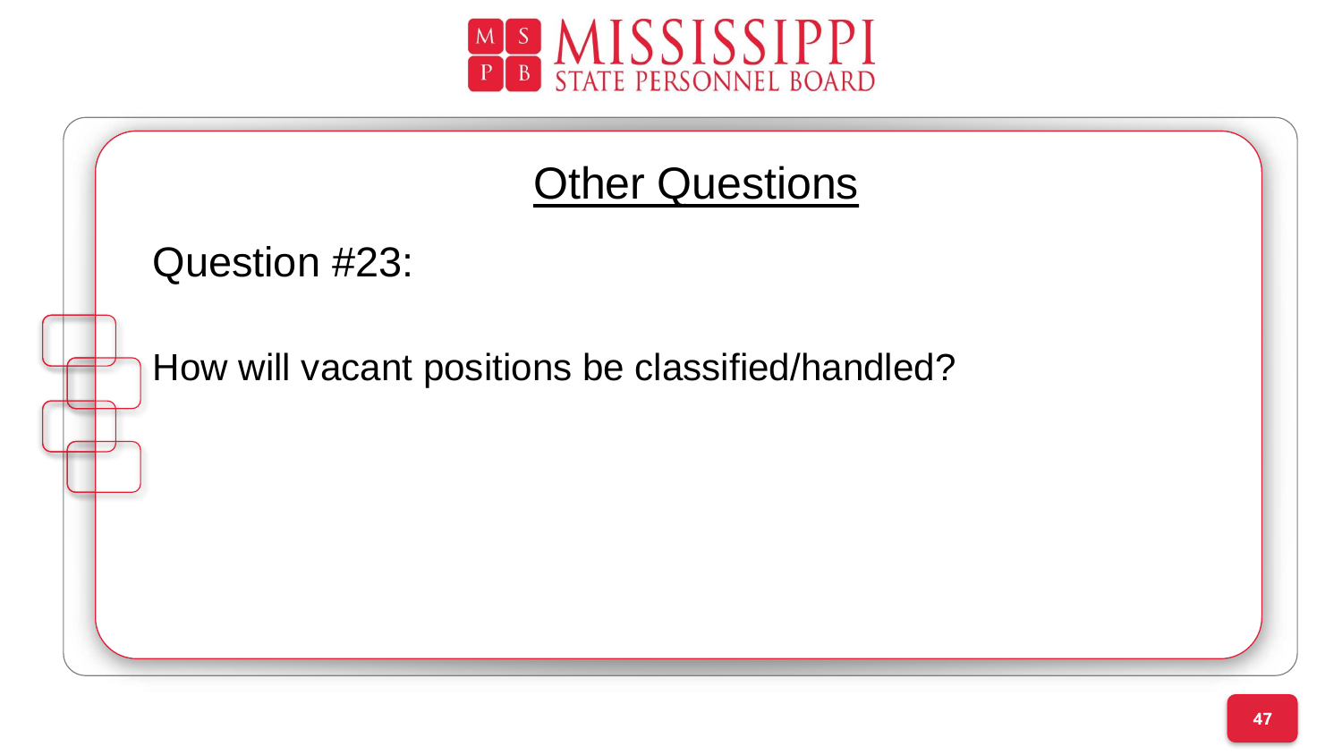## Other Questions

Question #23:

How will vacant positions be classified/handled?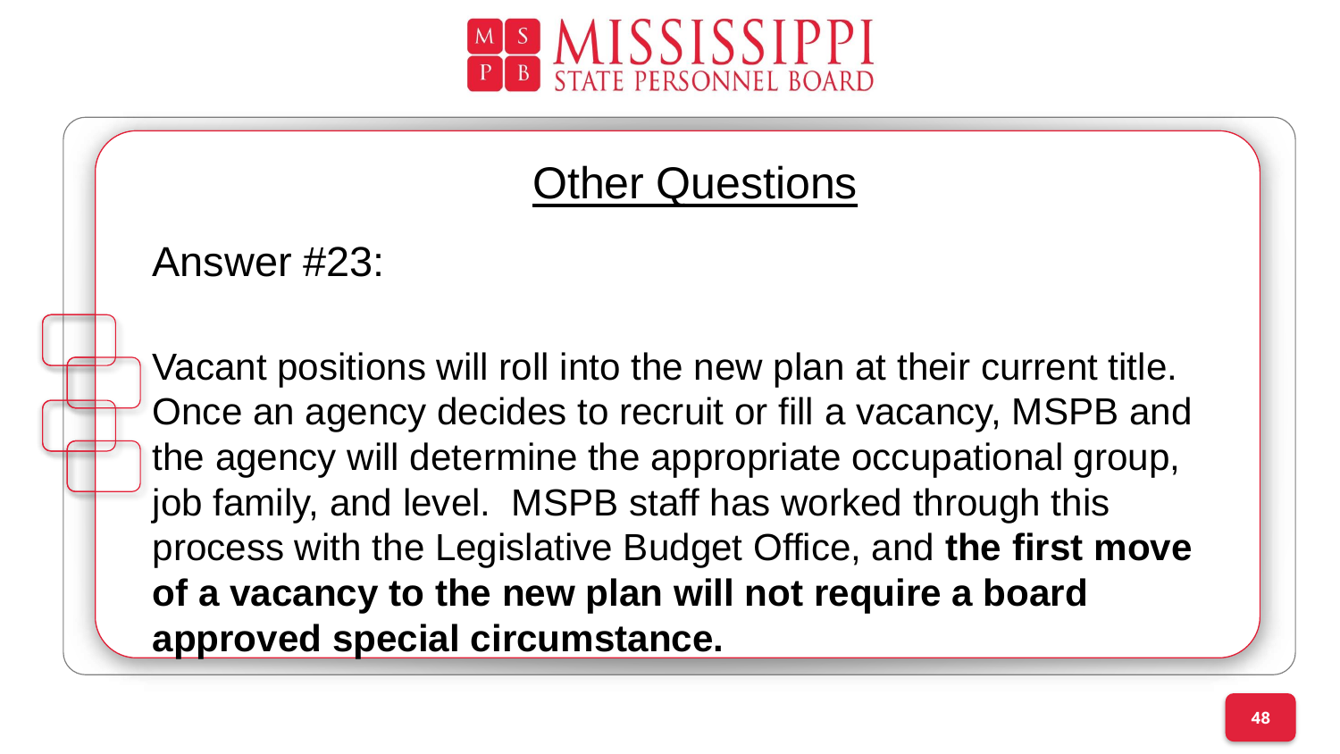## Other Questions

Answer #23:

Vacant positions will roll into the new plan at their current title. Once an agency decides to recruit or fill a vacancy, MSPB and the agency will determine the appropriate occupational group, job family, and level. MSPB staff has worked through this process with the Legislative Budget Office, and **the first move of a vacancy to the new plan will not require a board approved special circumstance.**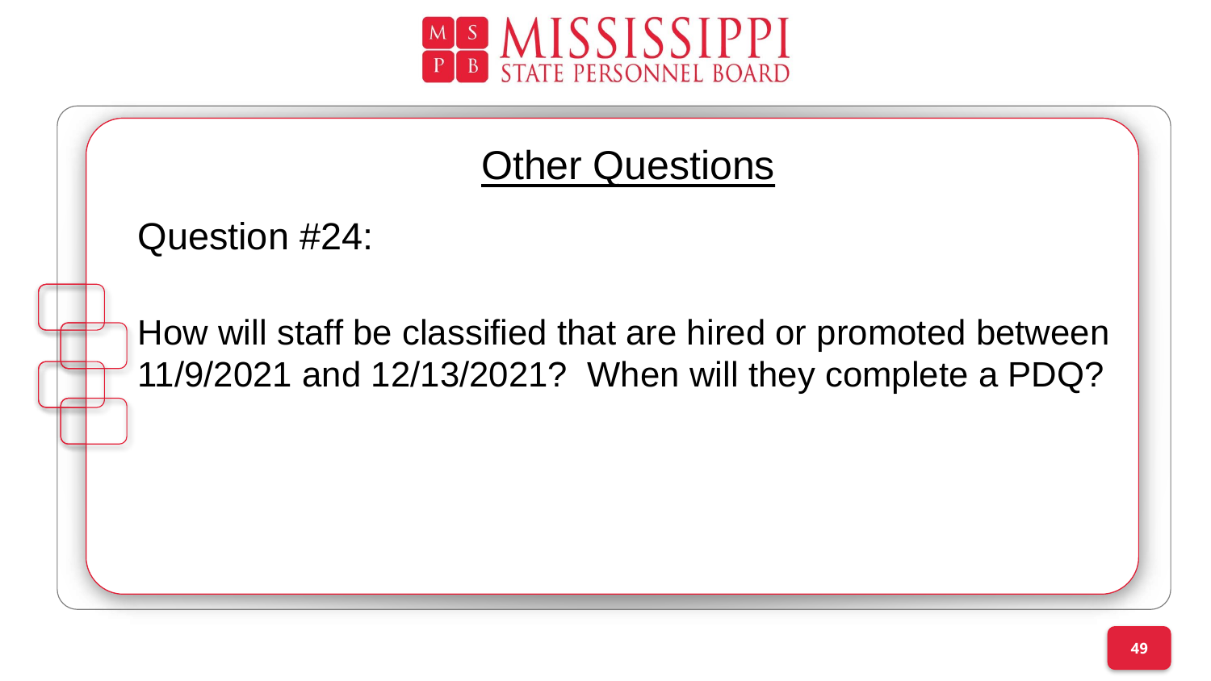## Other Questions

Question #24:

How will staff be classified that are hired or promoted between 11/9/2021 and 12/13/2021? When will they complete a PDQ?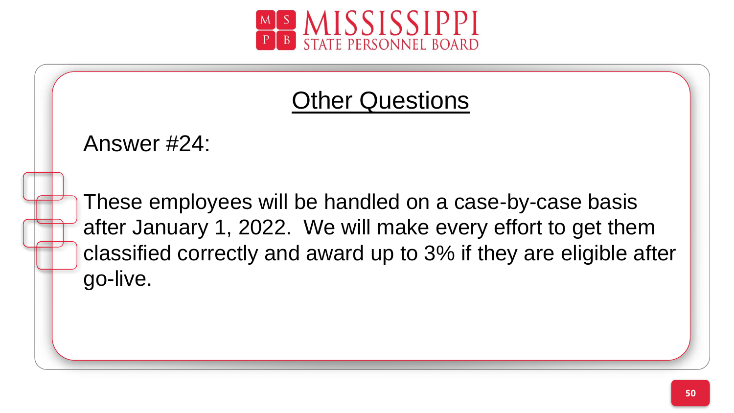## Other Questions

Answer #24:

These employees will be handled on a case-by-case basis after January 1, 2022. We will make every effort to get them classified correctly and award up to 3% if they are eligible after go-live.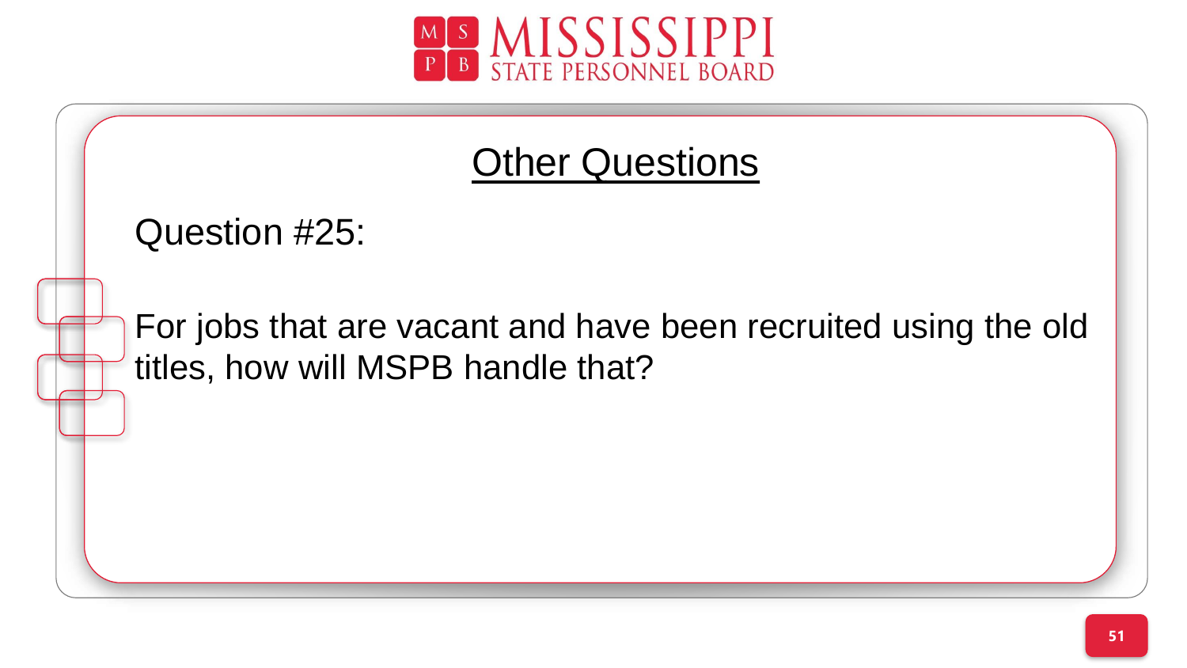## Other Questions

Question #25:

For jobs that are vacant and have been recruited using the old titles, how will MSPB handle that?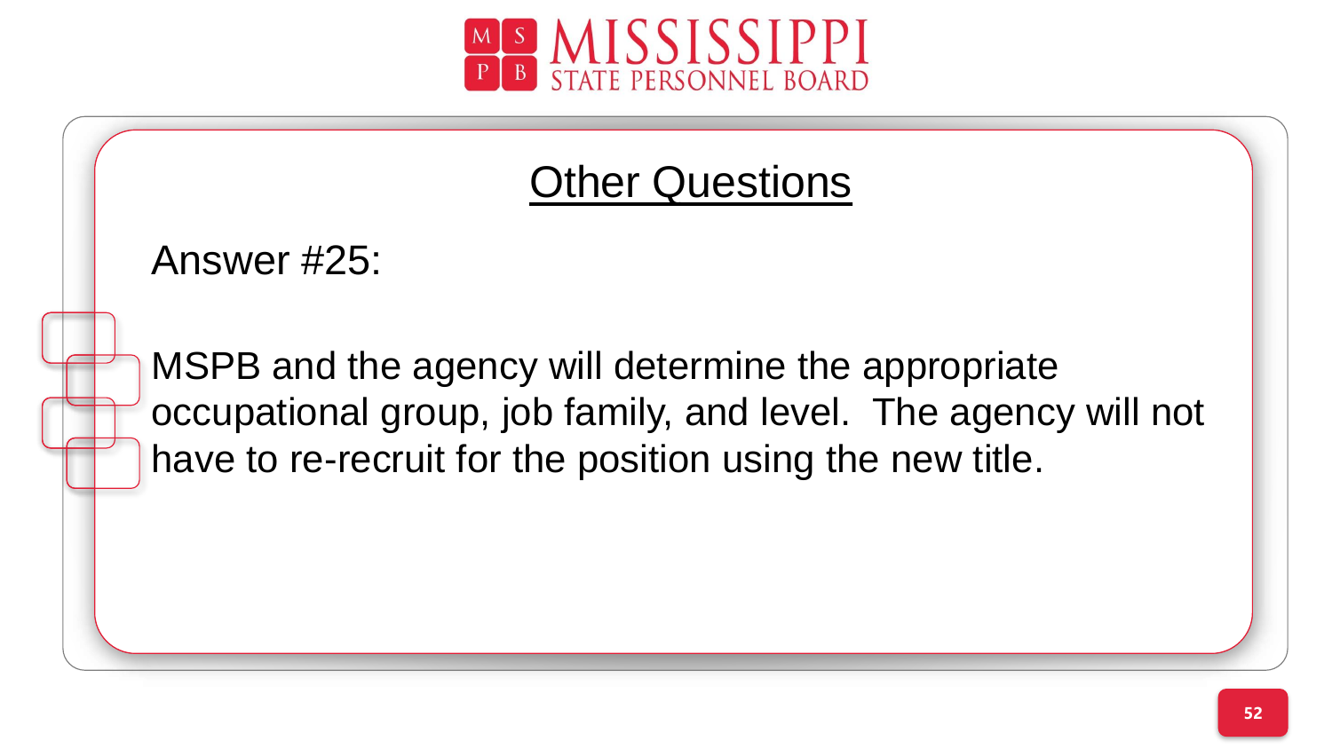## Other Questions

Answer #25:

MSPB and the agency will determine the appropriate occupational group, job family, and level. The agency will not have to re-recruit for the position using the new title.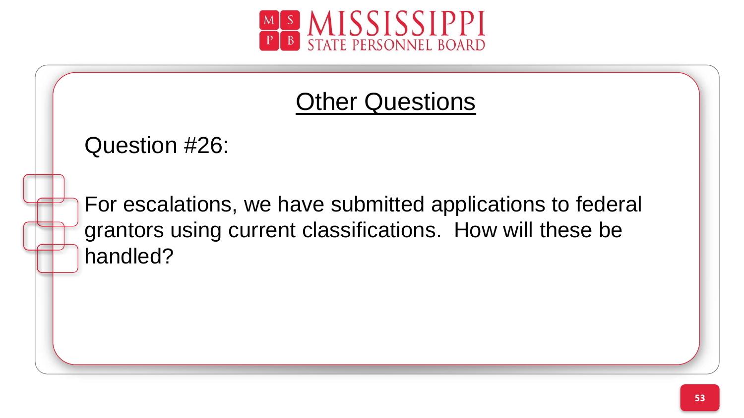## Other Questions

Question #26:

For escalations, we have submitted applications to federal grantors using current classifications. How will these be handled?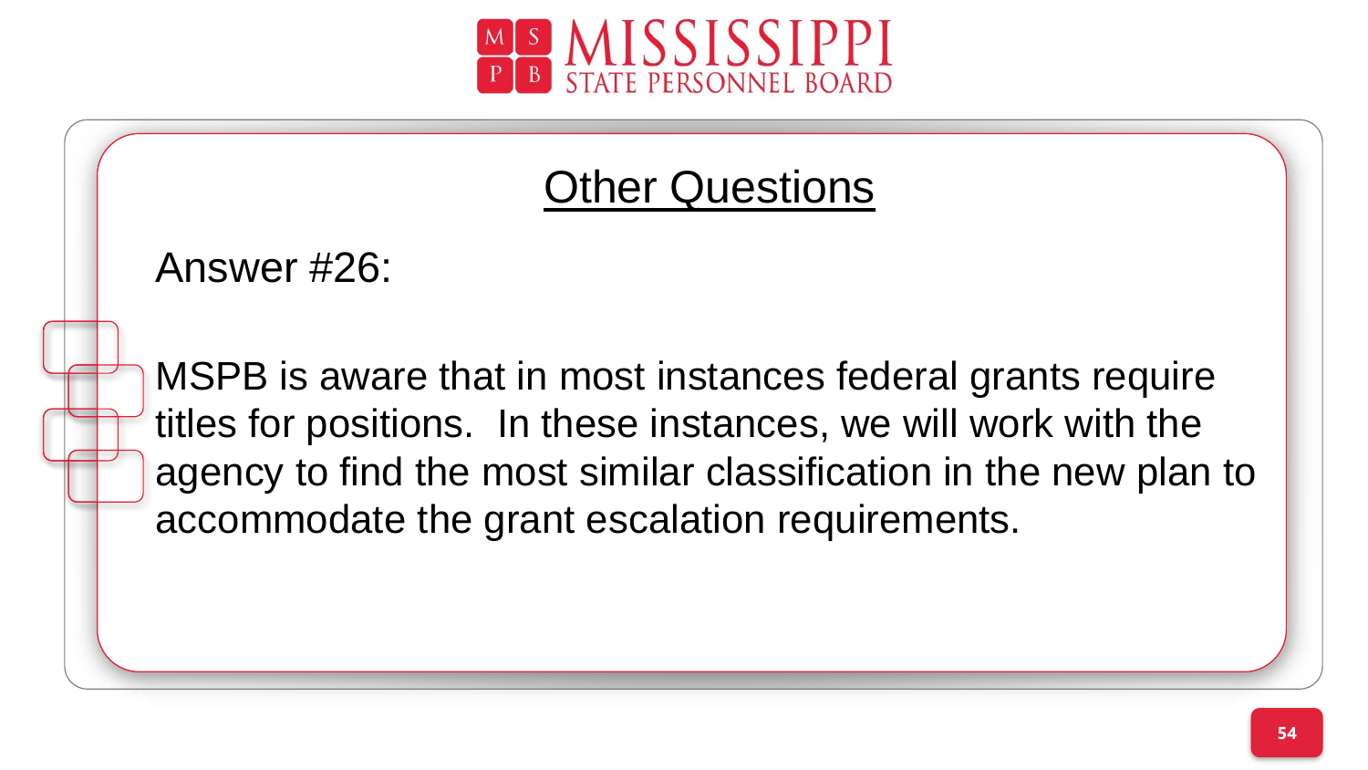## Other Questions

Answer #26:

MSPB is aware that in most instances federal grants require titles for positions. In these instances, we will work with the agency to find the most similar classification in the new plan to accommodate the grant escalation requirements.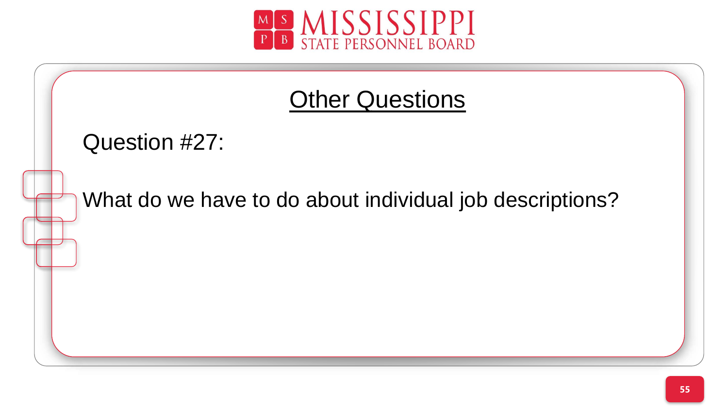## Other Questions

Question #27:

What do we have to do about individual job descriptions?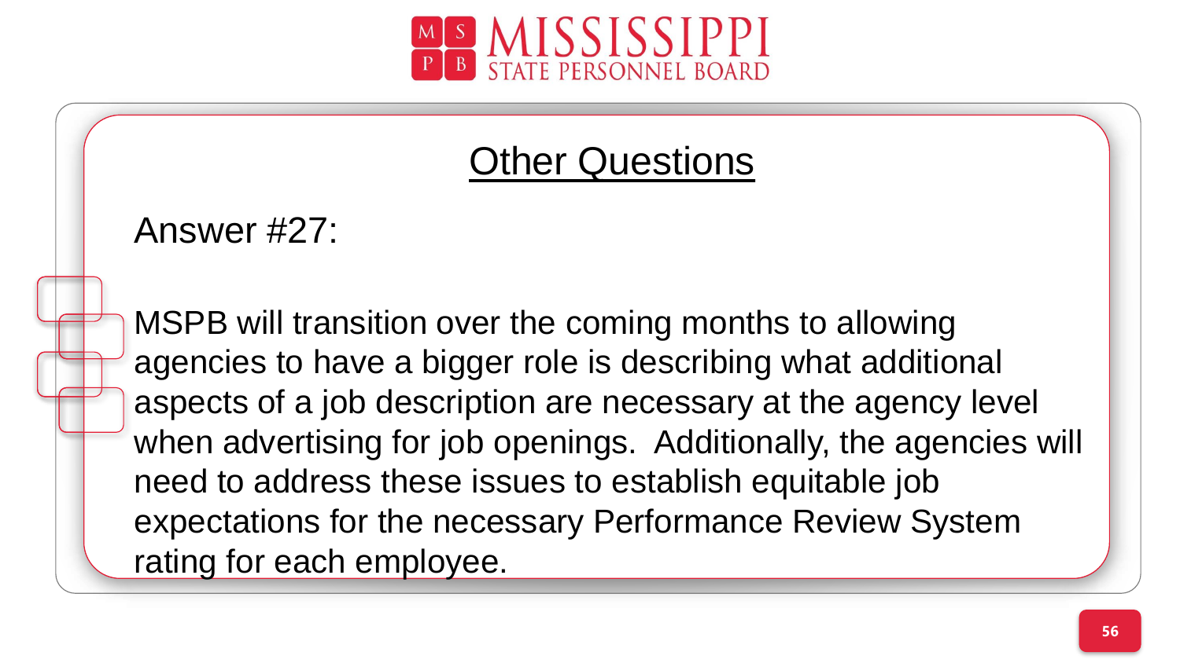## Other Questions

Answer #27:

MSPB will transition over the coming months to allowing agencies to have a bigger role is describing what additional aspects of a job description are necessary at the agency level when advertising for job openings. Additionally, the agencies will need to address these issues to establish equitable job expectations for the necessary Performance Review System rating for each employee.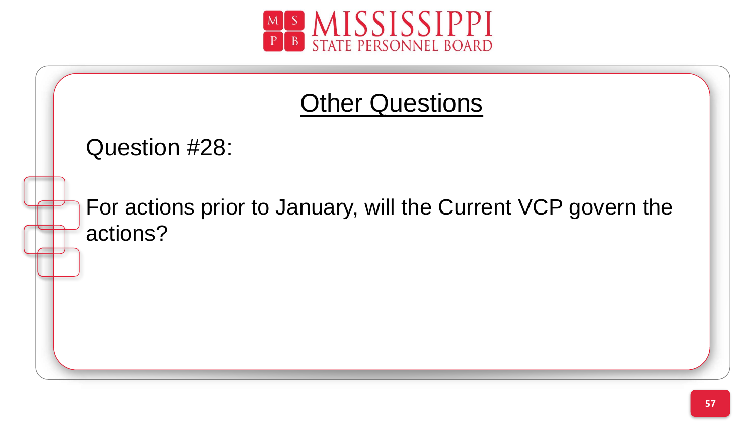# Other Questions

Question #28:

For actions prior to January, will the Current VCP govern the actions?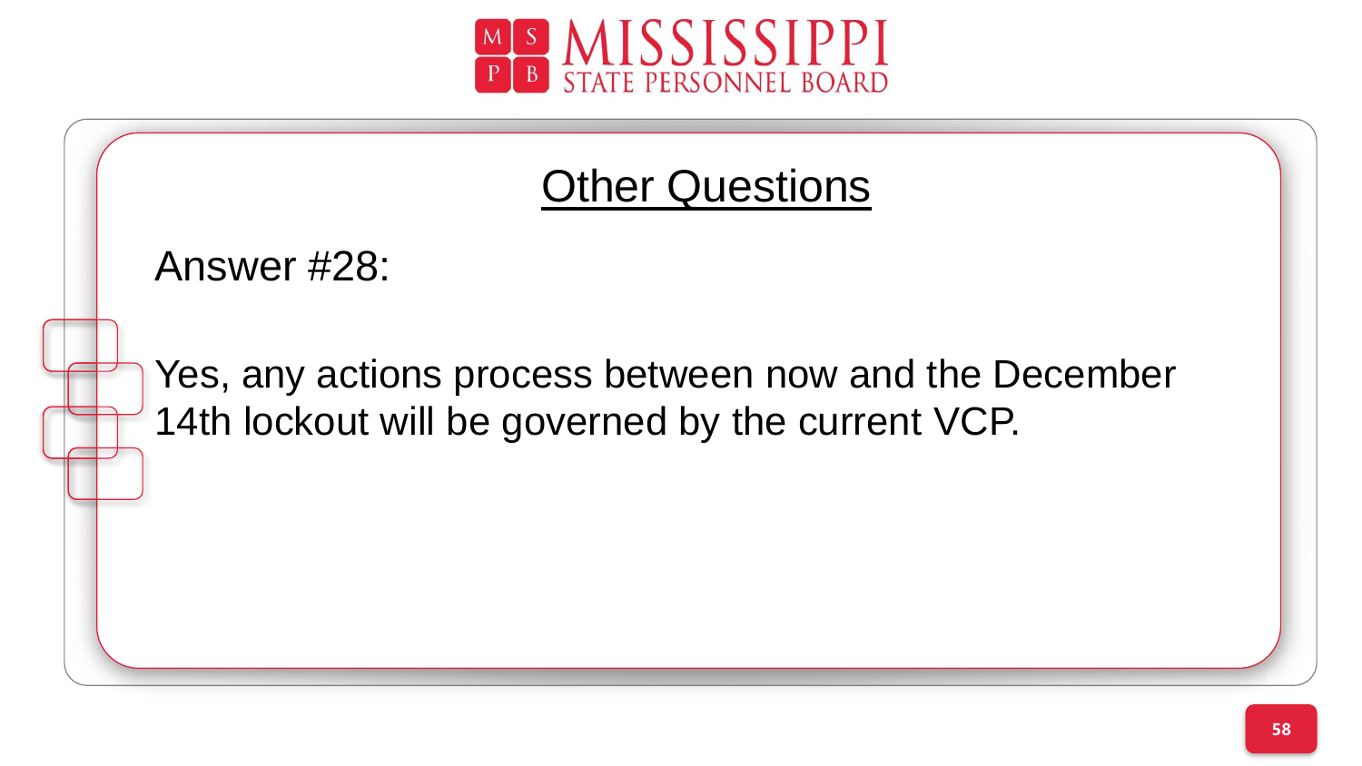## Other Questions

Answer #28:

Yes, any actions process between now and the December 14th lockout will be governed by the current VCP.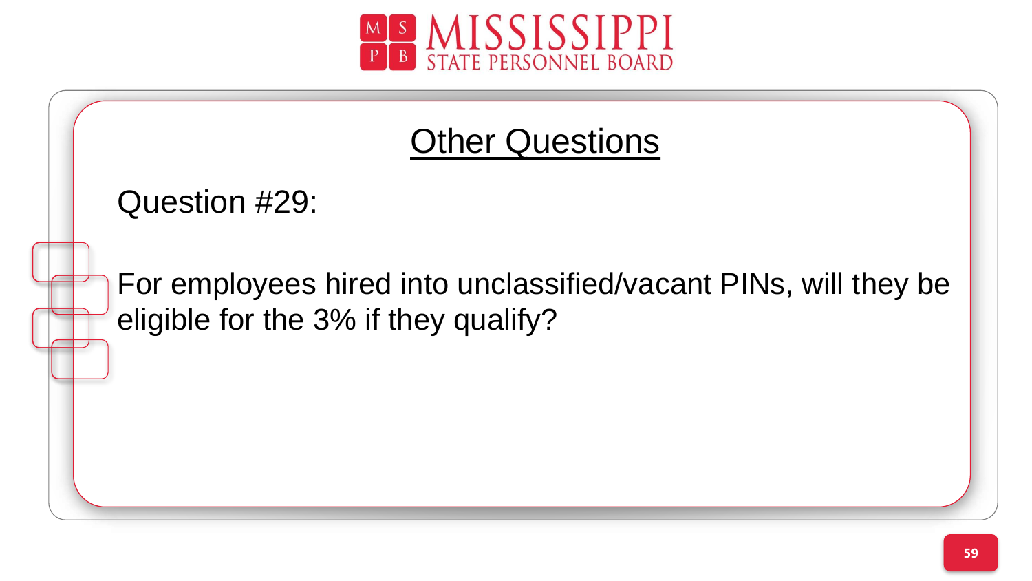## Other Questions

Question #29:

For employees hired into unclassified/vacant PINs, will they be eligible for the 3% if they qualify?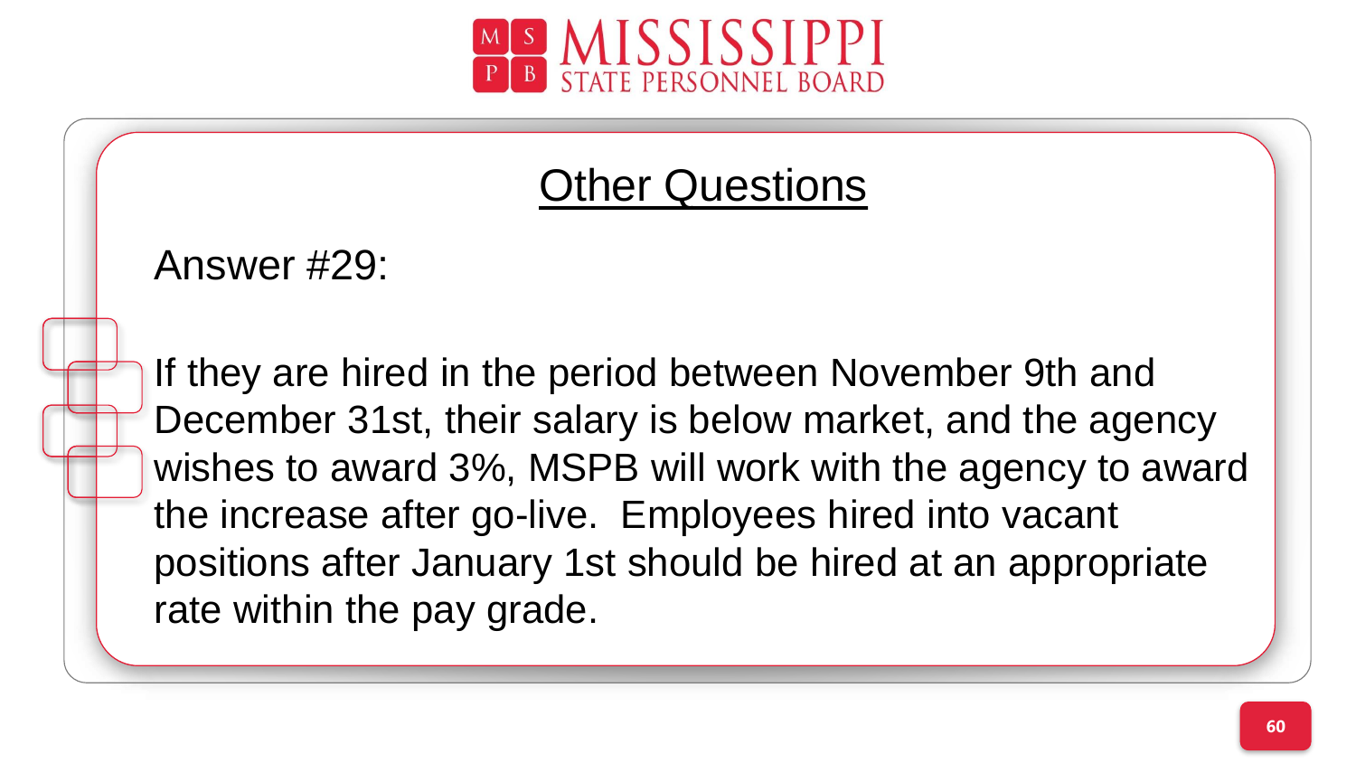## Other Questions

Answer #29:

If they are hired in the period between November 9th and December 31st, their salary is below market, and the agency wishes to award 3%, MSPB will work with the agency to award the increase after go-live. Employees hired into vacant positions after January 1st should be hired at an appropriate rate within the pay grade.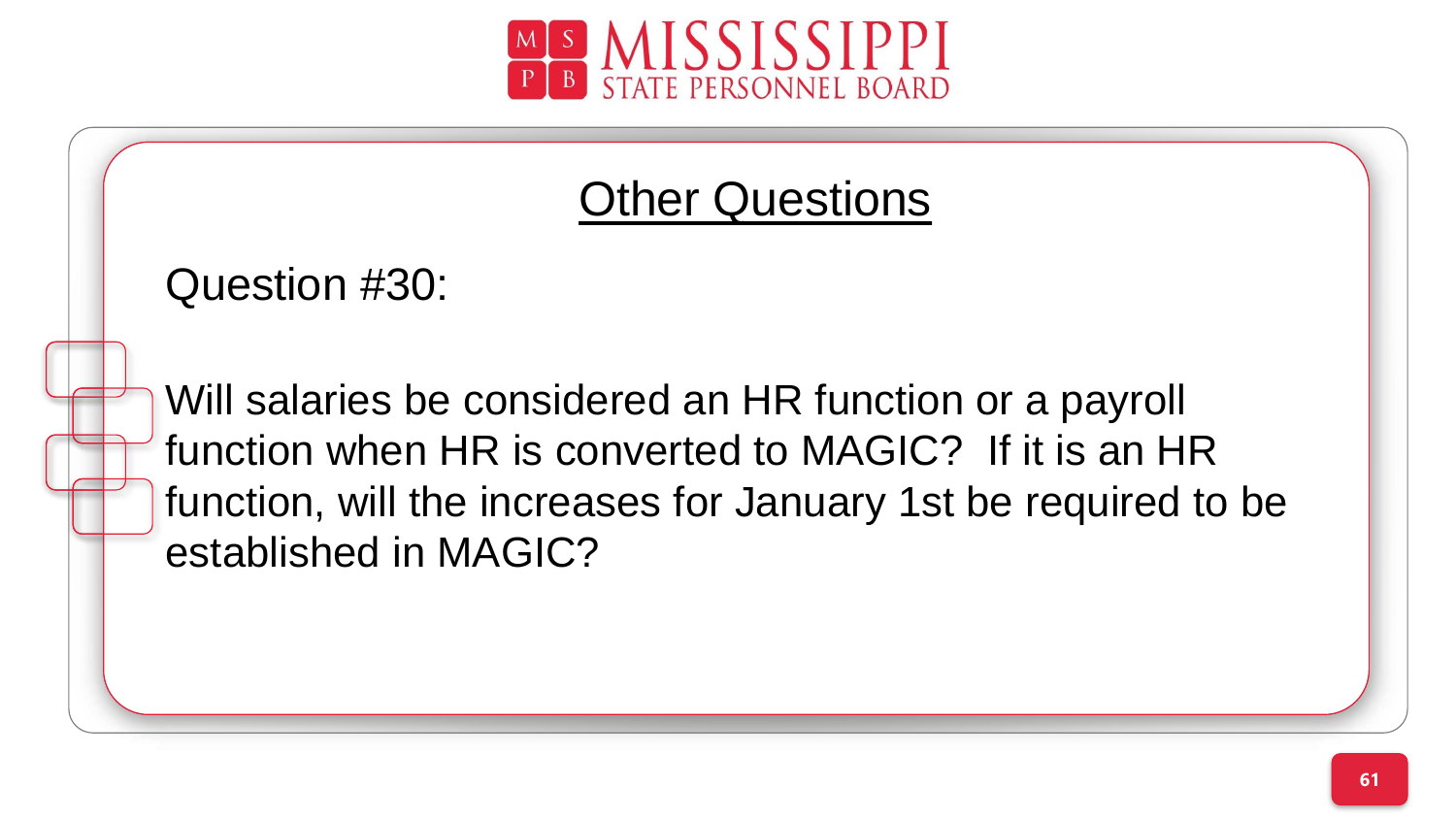## Other Questions

Question #30:

Will salaries be considered an HR function or a payroll function when HR is converted to MAGIC? If it is an HR function, will the increases for January 1st be required to be established in MAGIC?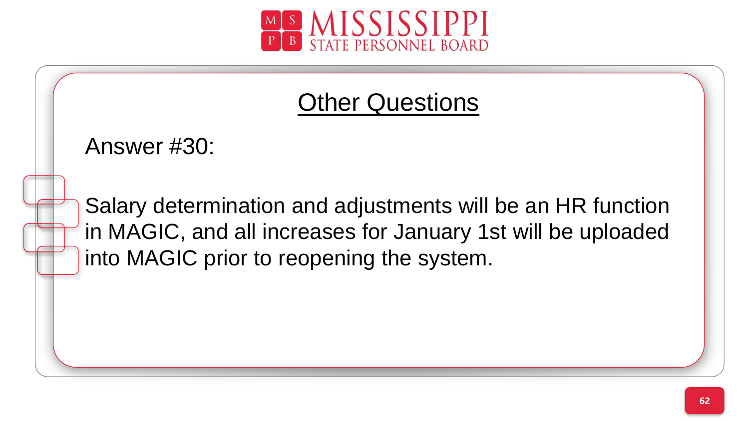## Other Questions

Answer #30:

Salary determination and adjustments will be an HR function in MAGIC, and all increases for January 1st will be uploaded into MAGIC prior to reopening the system.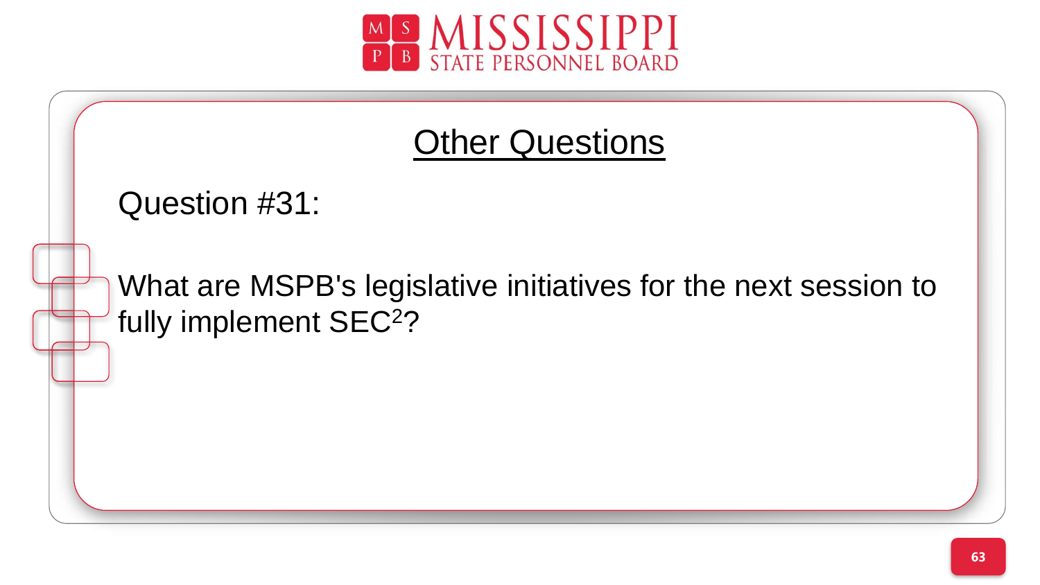# Other Questions

Question #31:

What are MSPB's legislative initiatives for the next session to fully implement $SEC^2$?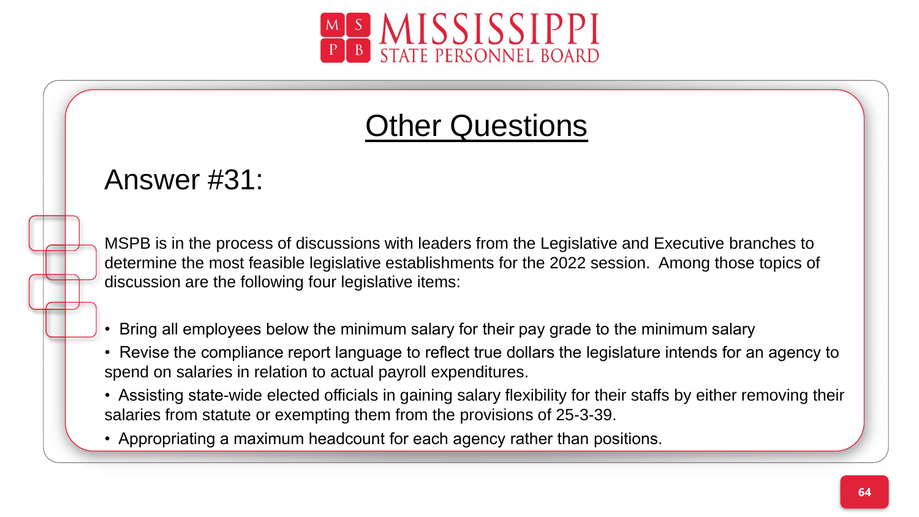# Other Questions

## Answer #31:

MSPB is in the process of discussions with leaders from the Legislative and Executive branches to determine the most feasible legislative establishments for the 2022 session. Among those topics of discussion are the following four legislative items:

- Bring all employees below the minimum salary for their pay grade to the minimum salary
- Revise the compliance report language to reflect true dollars the legislature intends for an agency to spend on salaries in relation to actual payroll expenditures.
- Assisting state-wide elected officials in gaining salary flexibility for their staffs by either removing their salaries from statute or exempting them from the provisions of 25-3-39.
- Appropriating a maximum headcount for each agency rather than positions.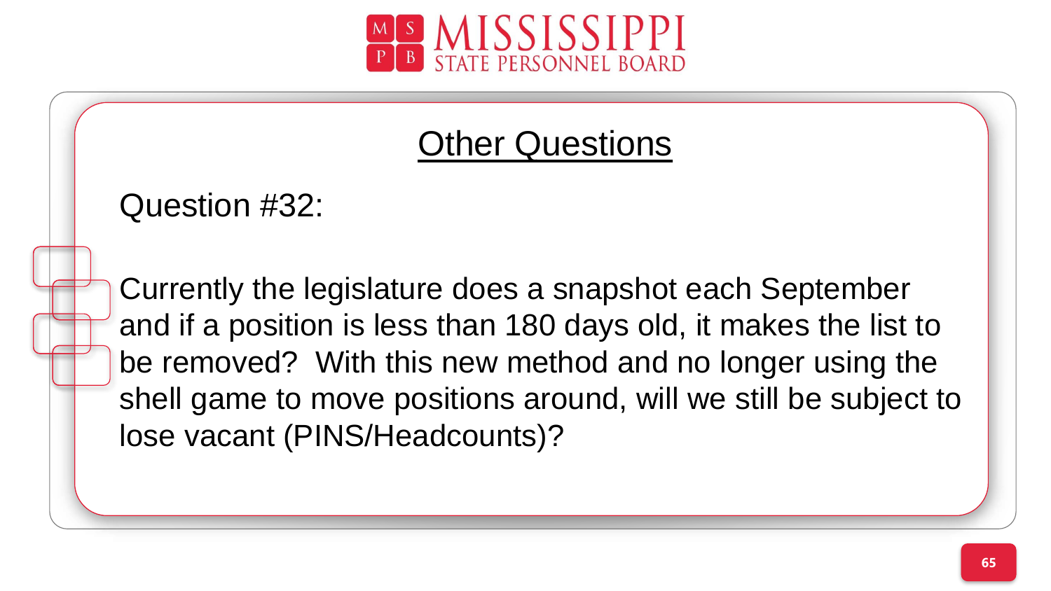## Other Questions

Question #32:

Currently the legislature does a snapshot each September and if a position is less than 180 days old, it makes the list to be removed? With this new method and no longer using the shell game to move positions around, will we still be subject to lose vacant (PINS/Headcounts)?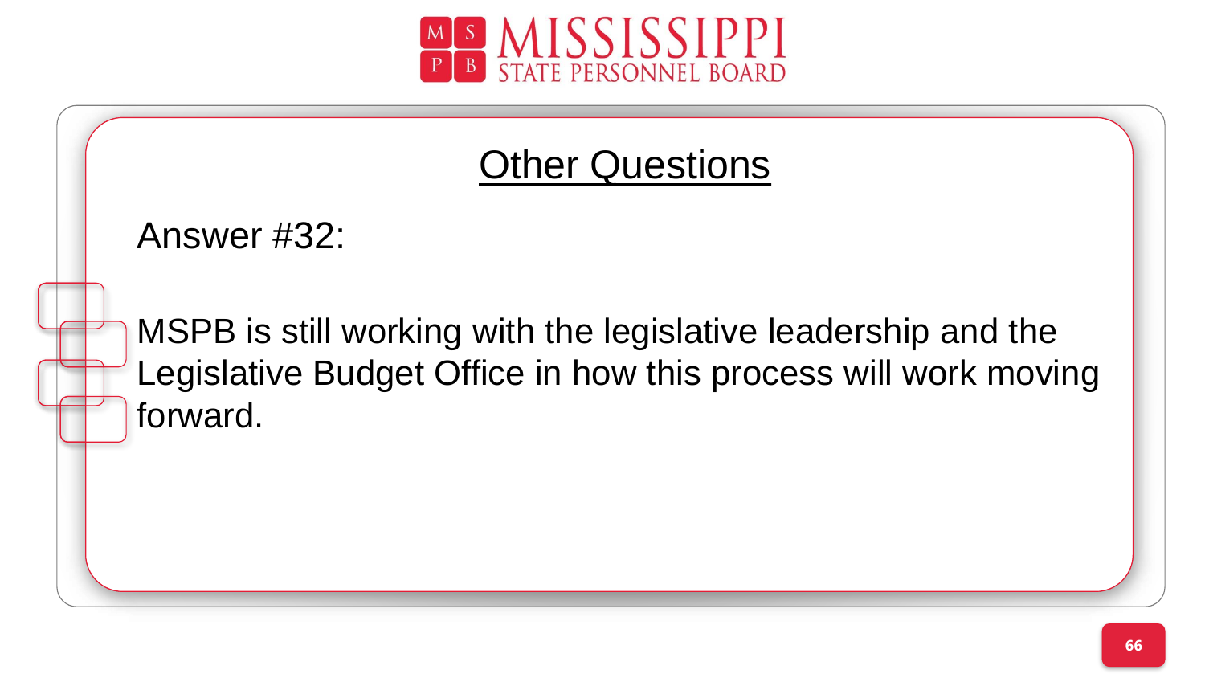# Other Questions

Answer #32:

MSPB is still working with the legislative leadership and the Legislative Budget Office in how this process will work moving forward.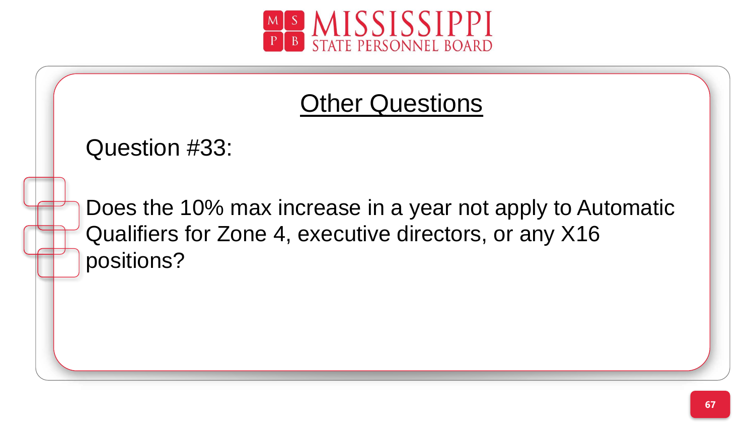## Other Questions

Question #33:

Does the 10% max increase in a year not apply to Automatic Qualifiers for Zone 4, executive directors, or any X16 positions?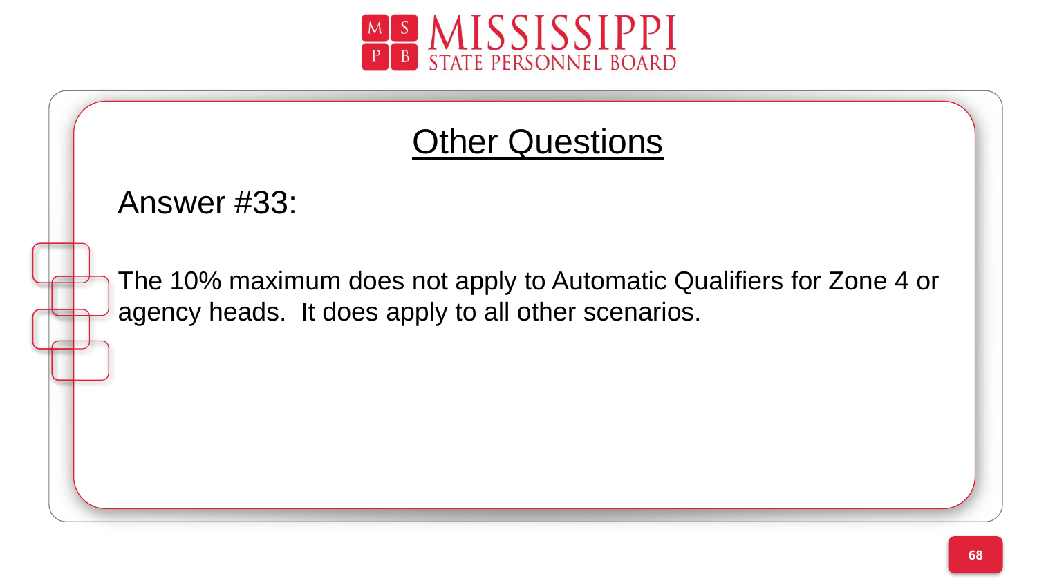## Other Questions

Answer #33:

The 10% maximum does not apply to Automatic Qualifiers for Zone 4 or agency heads. It does apply to all other scenarios.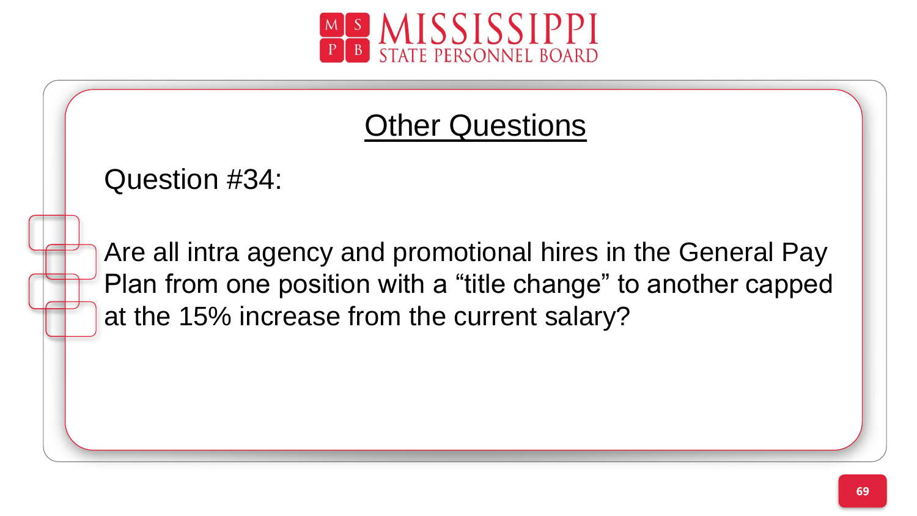## Other Questions

Question #34:

Are all intra agency and promotional hires in the General Pay Plan from one position with a “title change” to another capped at the 15% increase from the current salary?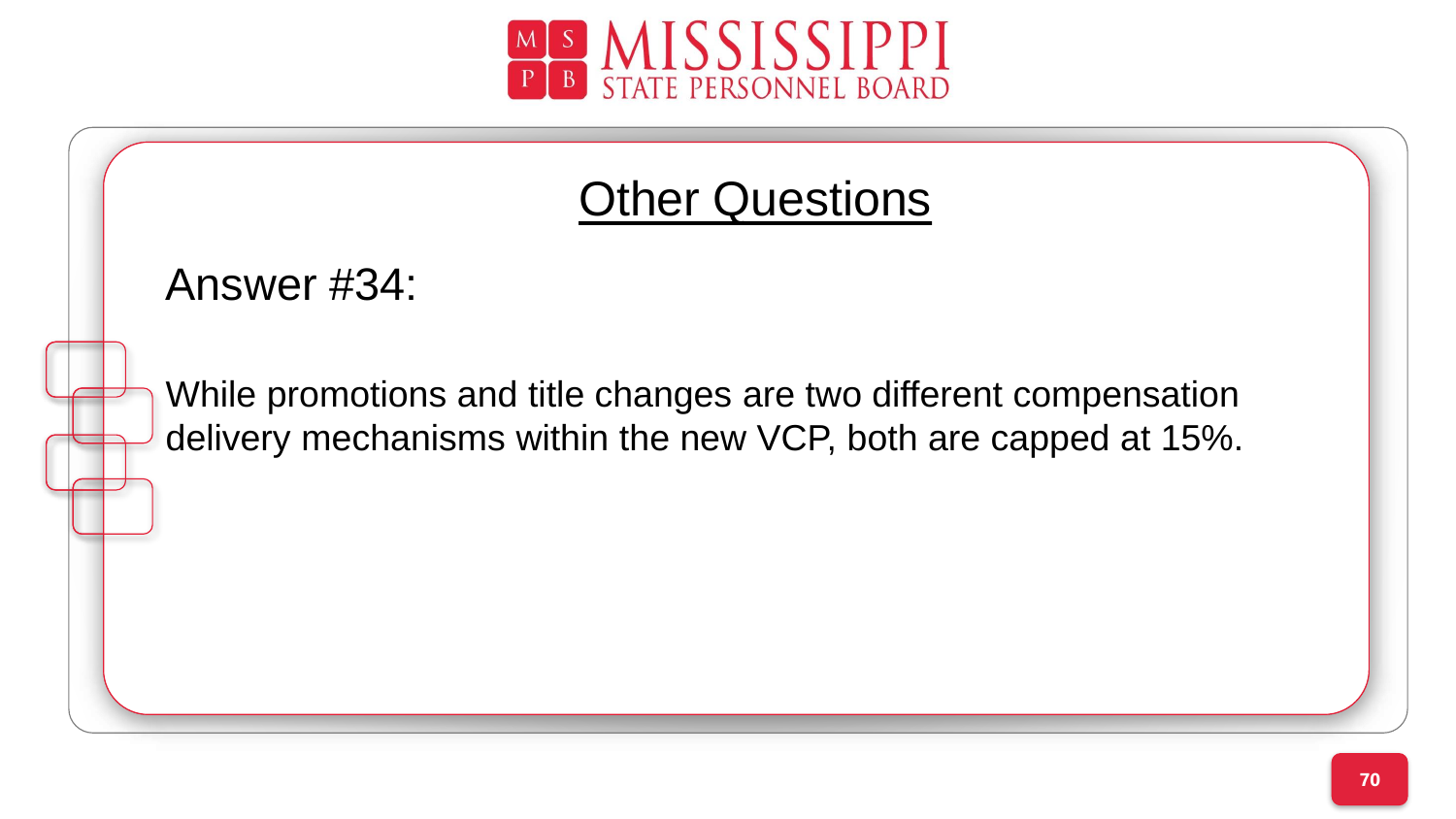# Other Questions

Answer #34:

While promotions and title changes are two different compensation delivery mechanisms within the new VCP, both are capped at 15%.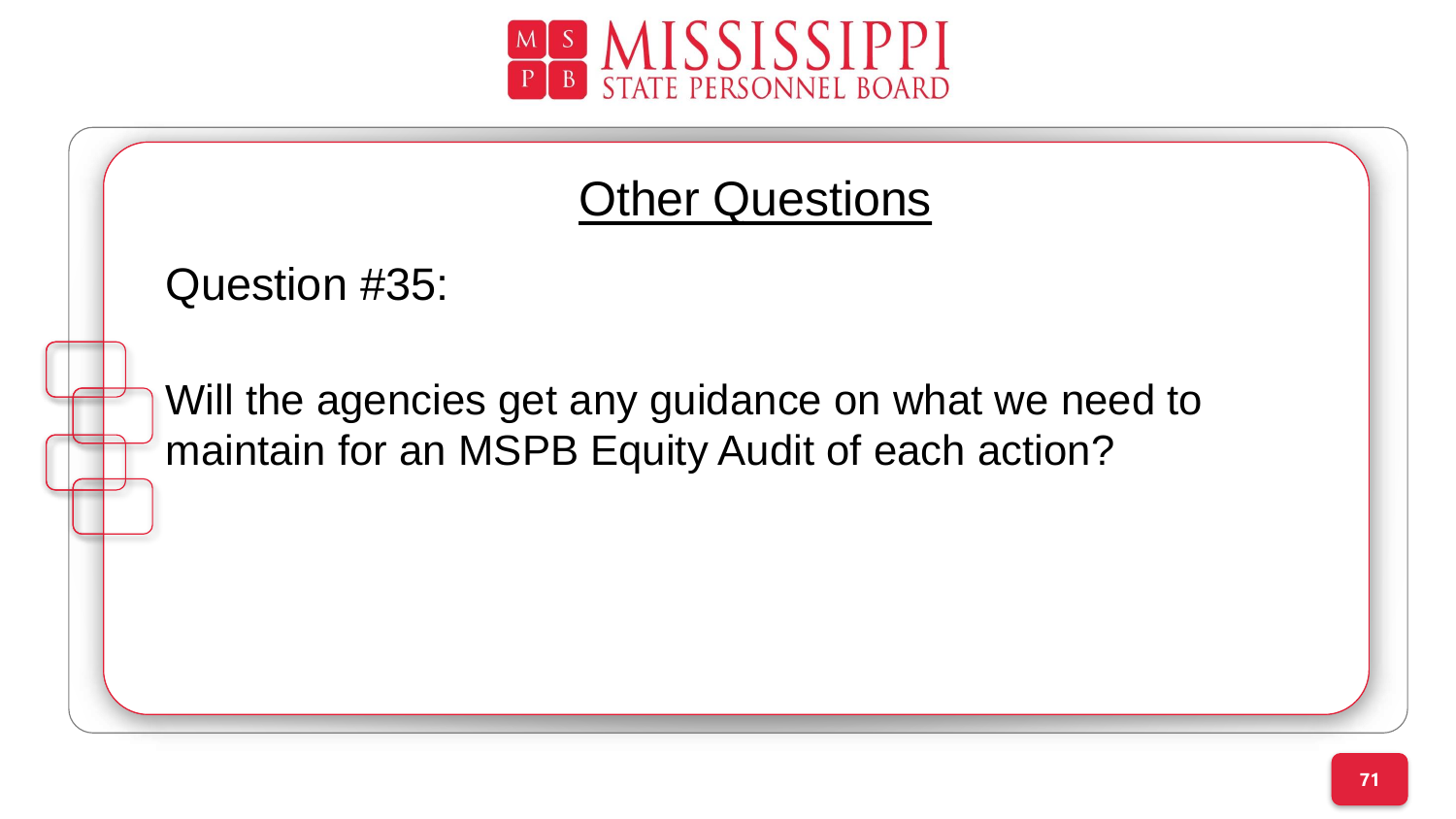## Other Questions

Question #35:

Will the agencies get any guidance on what we need to maintain for an MSPB Equity Audit of each action?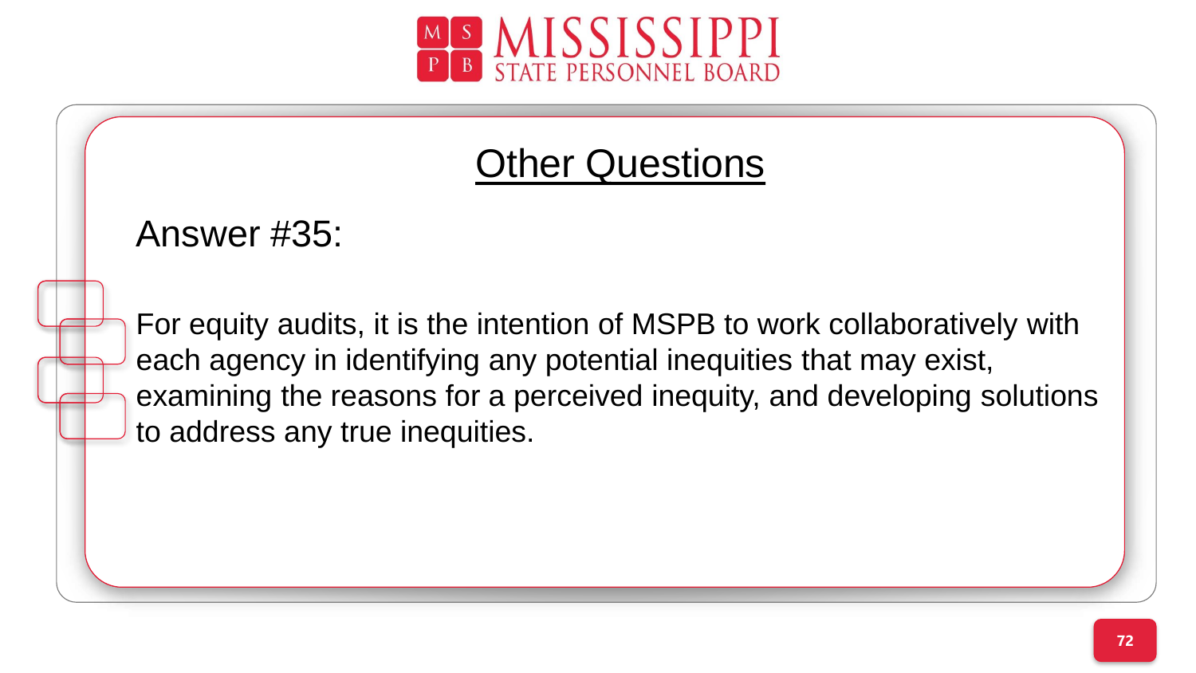## Other Questions

Answer #35:

For equity audits, it is the intention of MSPB to work collaboratively with each agency in identifying any potential inequities that may exist, examining the reasons for a perceived inequity, and developing solutions to address any true inequities.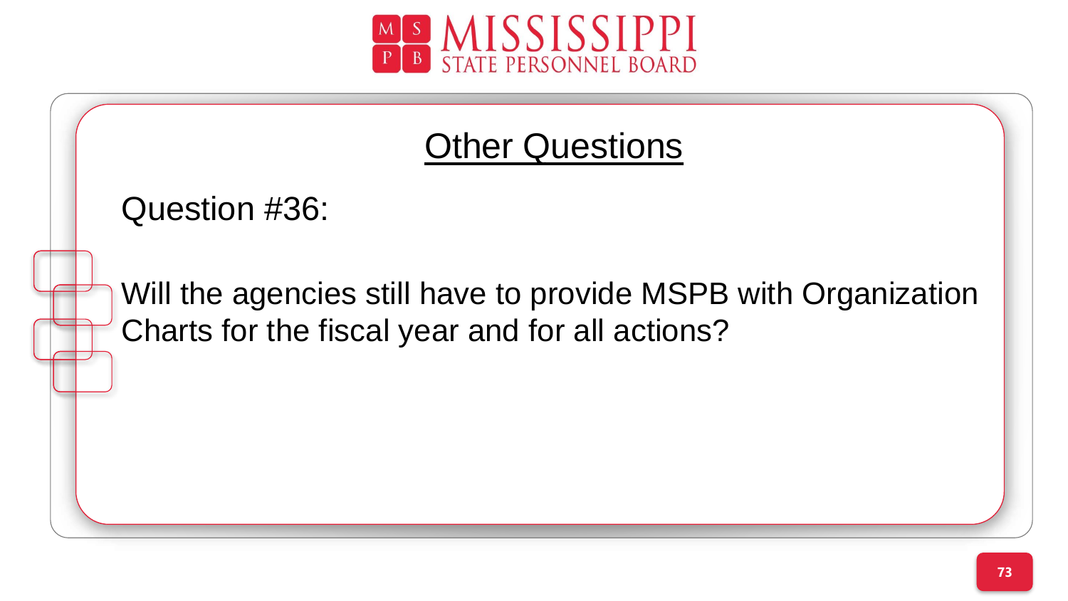# Other Questions

Question #36:

Will the agencies still have to provide MSPB with Organization Charts for the fiscal year and for all actions?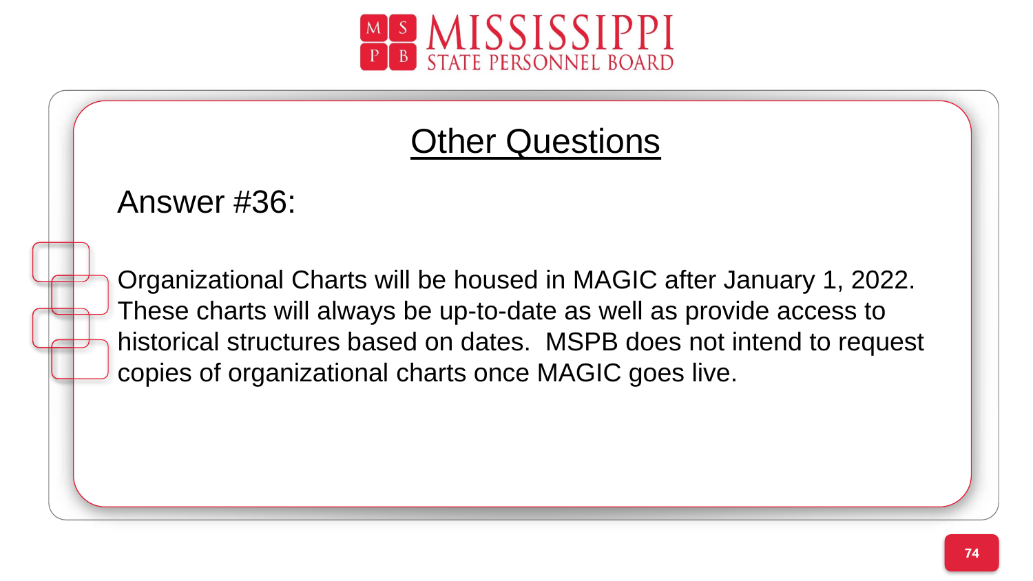# Other Questions

## Answer #36:

Organizational Charts will be housed in MAGIC after January 1, 2022. These charts will always be up-to-date as well as provide access to historical structures based on dates.  MSPB does not intend to request copies of organizational charts once MAGIC goes live.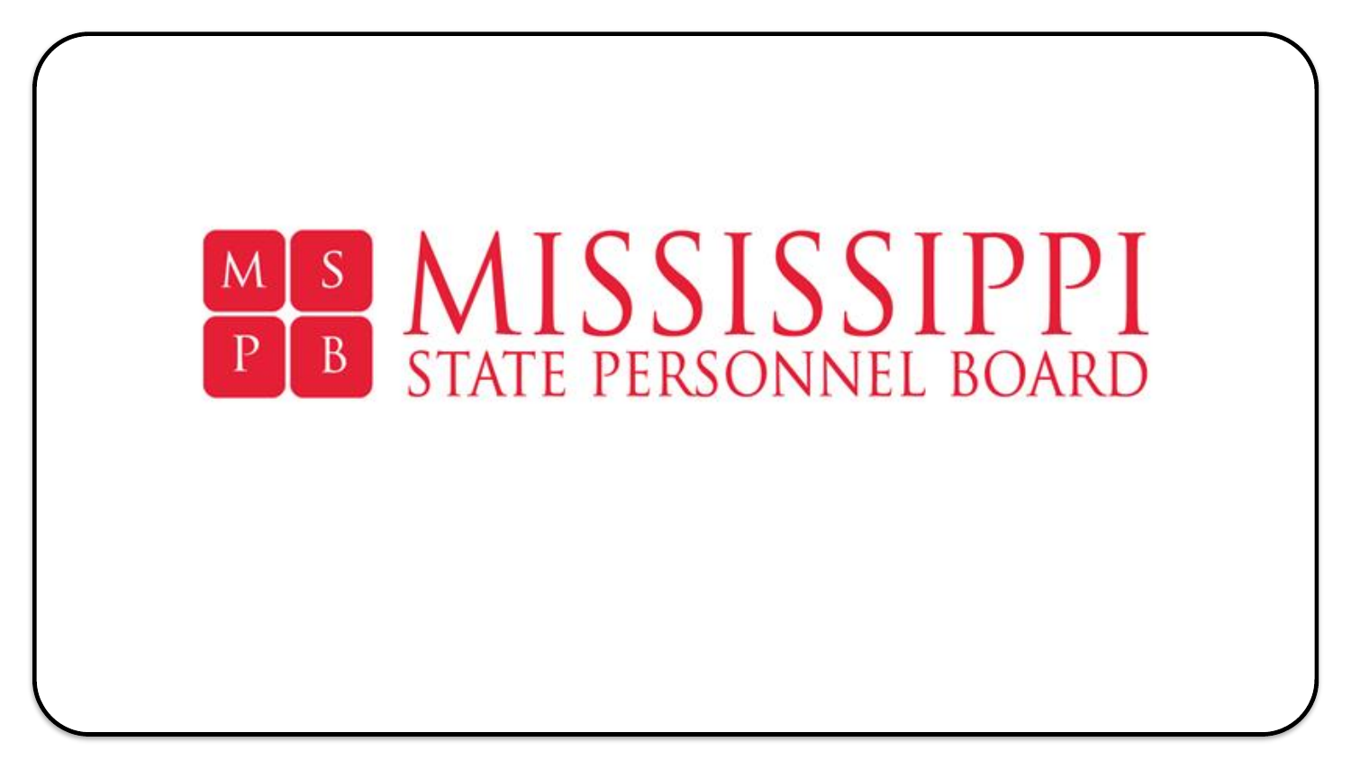M S P B

MISSISSIPPI

STATE PERSONNEL BOARD